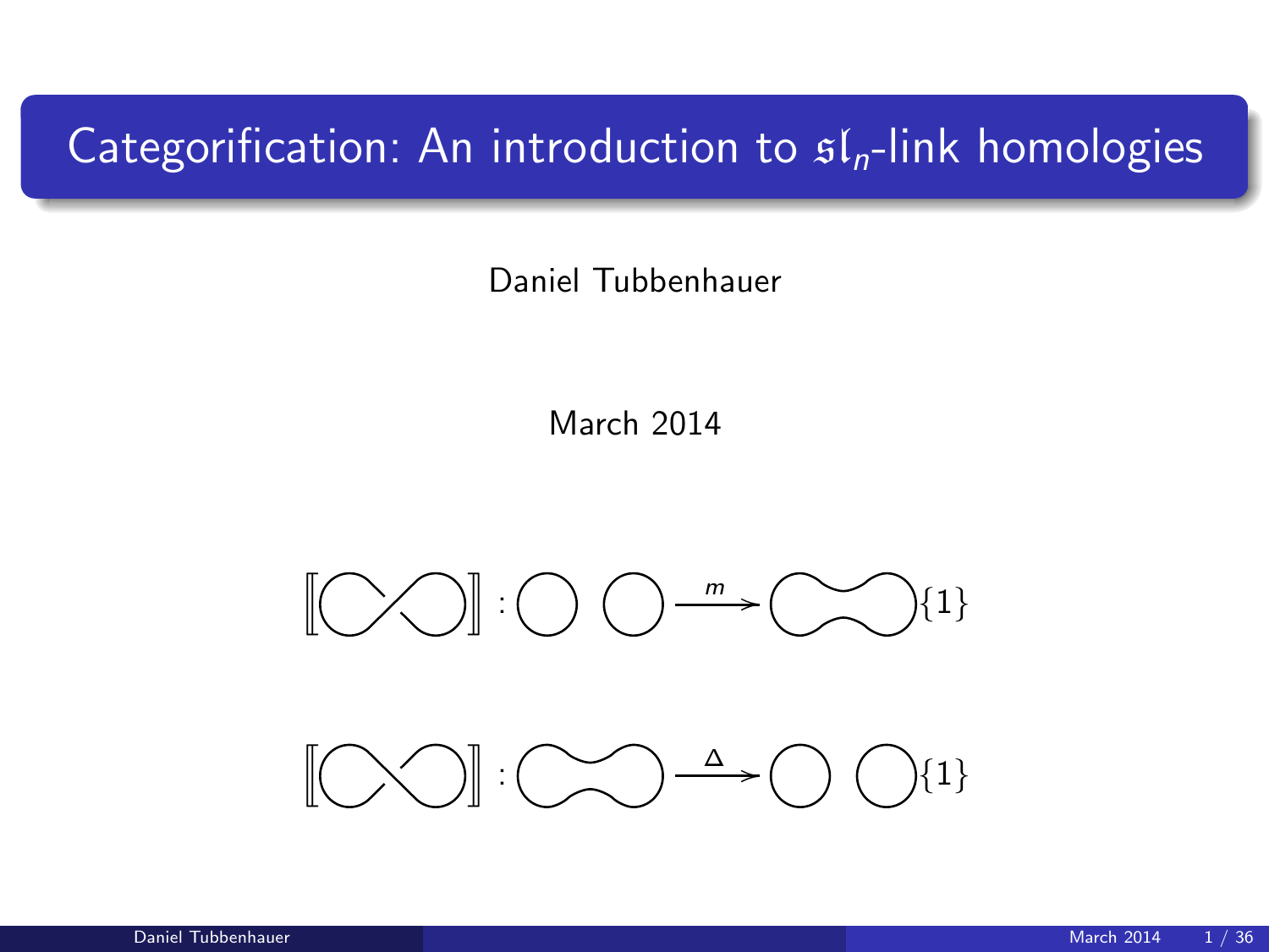# Categorification: An introduction to $\mathfrak{sl}_n$-link homologies

Daniel Tubbenhauer

March 2014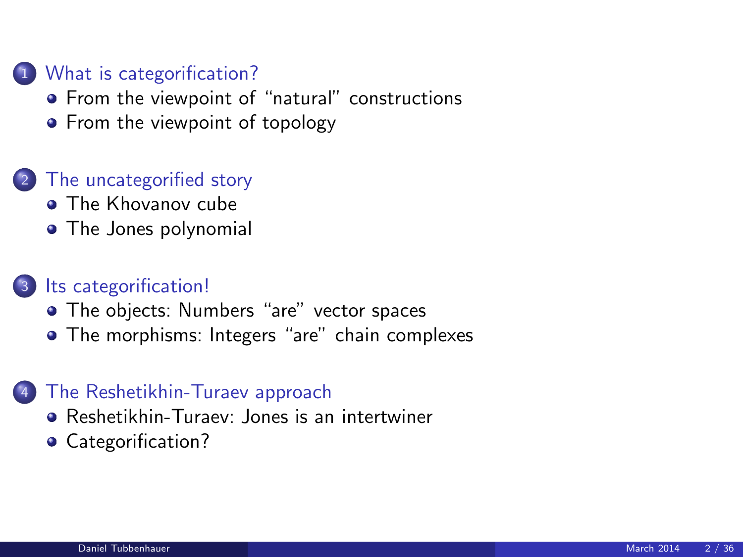1. What is categorification?
   - From the viewpoint of "natural" constructions
   - From the viewpoint of topology

2. The uncategorified story
   - The Khovanov cube
   - The Jones polynomial

3. Its categorification!
   - The objects: Numbers "are" vector spaces
   - The morphisms: Integers "are" chain complexes

4. The Reshetikhin-Turaev approach
   - Reshetikhin-Turaev: Jones is an intertwiner
   - Categorification?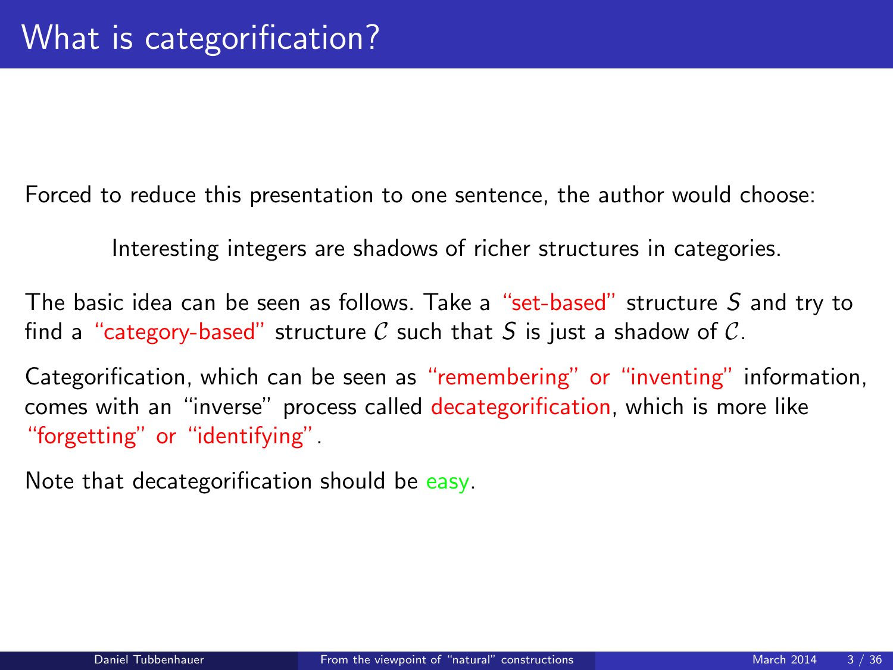# What is categorification?

Forced to reduce this presentation to one sentence, the author would choose:

Interesting integers are shadows of richer structures in categories.

The basic idea can be seen as follows. Take a "set-based" structure $S$ and try to find a "category-based" structure $\mathcal{C}$ such that $S$ is just a shadow of $\mathcal{C}$.

Categorification, which can be seen as "remembering" or "inventing" information, comes with an "inverse" process called decategorification, which is more like "forgetting" or "identifying".

Note that decategorification should be easy.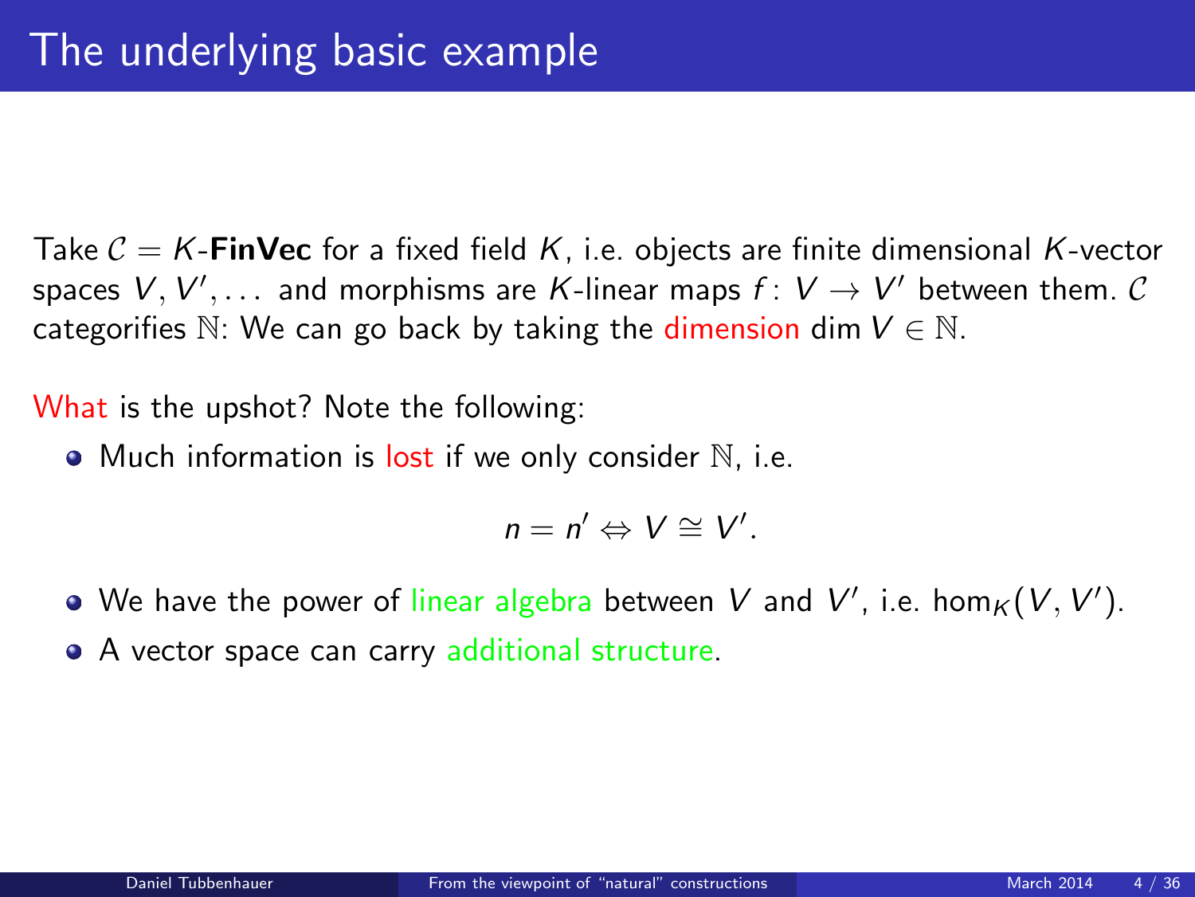# The underlying basic example

Take $\mathcal{C} = K$-**FinVec** for a fixed field $K$, i.e. objects are finite dimensional $K$-vector spaces $V, V', \ldots$ and morphisms are $K$-linear maps $f\colon V \to V'$ between them. $\mathcal{C}$ categorifies $\mathbb{N}$: We can go back by taking the dimension $\dim V \in \mathbb{N}$.

What is the upshot? Note the following:

- Much information is lost if we only consider $\mathbb{N}$, i.e.

$$n = n' \Leftrightarrow V \cong V'.$$

- We have the power of linear algebra between $V$ and $V'$, i.e. $\hom_K(V, V')$.
- A vector space can carry additional structure.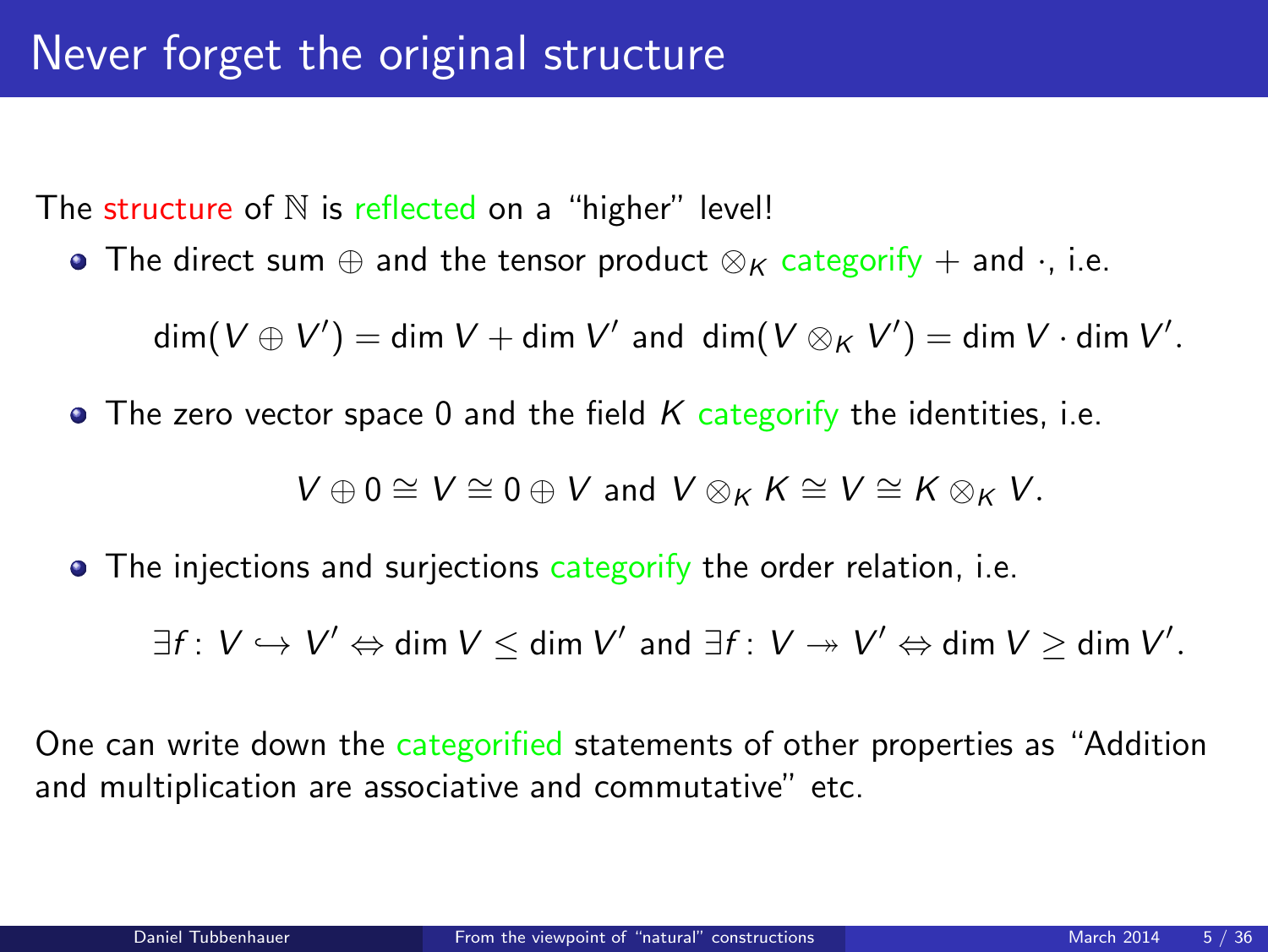# Never forget the original structure

The structure of $\mathbb{N}$ is reflected on a "higher" level!

- The direct sum $\oplus$ and the tensor product $\otimes_K$ categorify $+$ and $\cdot$, i.e.

$$\dim(V \oplus V') = \dim V + \dim V' \text{ and } \dim(V \otimes_K V') = \dim V \cdot \dim V'.$$

- The zero vector space 0 and the field $K$ categorify the identities, i.e.

$$V \oplus 0 \cong V \cong 0 \oplus V \text{ and } V \otimes_K K \cong V \cong K \otimes_K V.$$

- The injections and surjections categorify the order relation, i.e.

$$\exists f\colon V \hookrightarrow V' \Leftrightarrow \dim V \leq \dim V' \text{ and } \exists f\colon V \twoheadrightarrow V' \Leftrightarrow \dim V \geq \dim V'.$$

One can write down the categorified statements of other properties as "Addition and multiplication are associative and commutative" etc.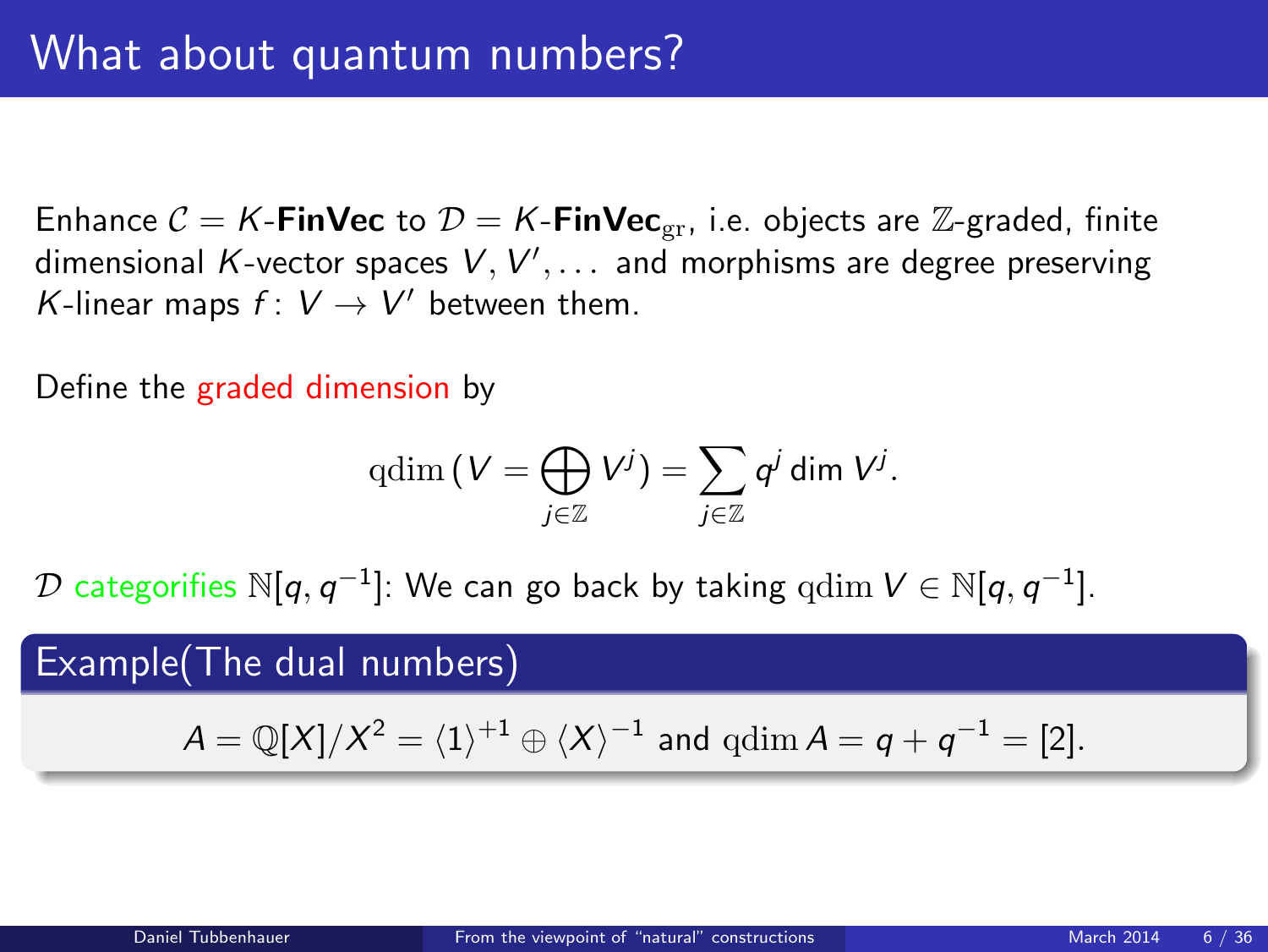# What about quantum numbers?

Enhance $\mathcal{C} = K$-**FinVec** to $\mathcal{D} = K$-**FinVec**$_{\mathrm{gr}}$, i.e. objects are $\mathbb{Z}$-graded, finite dimensional $K$-vector spaces $V, V', \dots$ and morphisms are degree preserving $K$-linear maps $f\colon V \to V'$ between them.

Define the graded dimension by

$$\mathrm{qdim}\,(V = \bigoplus_{j\in\mathbb{Z}} V^j) = \sum_{j\in\mathbb{Z}} q^j \dim V^j.$$

$\mathcal{D}$ categorifies $\mathbb{N}[q, q^{-1}]$: We can go back by taking $\mathrm{qdim}\, V \in \mathbb{N}[q, q^{-1}]$.

**Example(The dual numbers)**

$$A = \mathbb{Q}[X]/X^2 = \langle 1 \rangle^{+1} \oplus \langle X \rangle^{-1} \text{ and } \mathrm{qdim}\, A = q + q^{-1} = [2].$$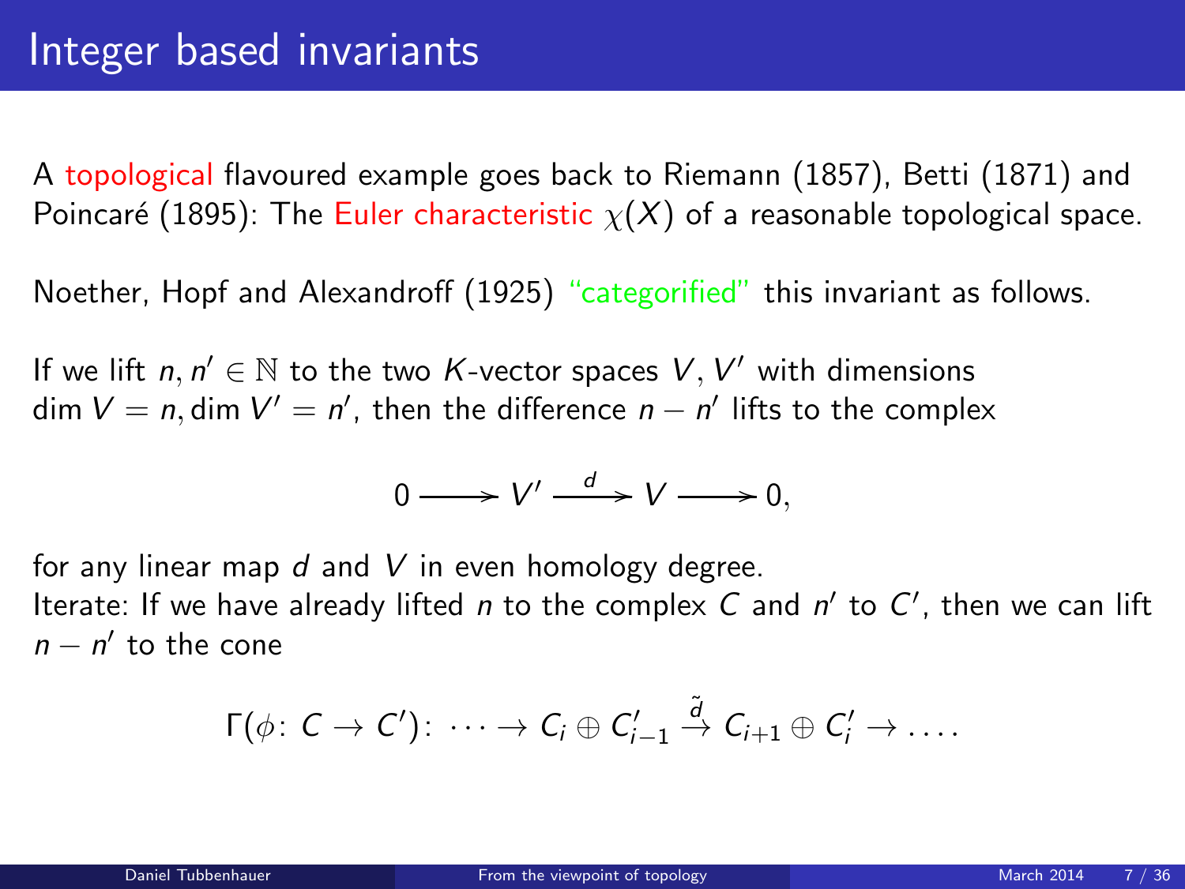# Integer based invariants

A topological flavoured example goes back to Riemann (1857), Betti (1871) and Poincaré (1895): The Euler characteristic $\chi(X)$ of a reasonable topological space.

Noether, Hopf and Alexandroff (1925) "categorified" this invariant as follows.

If we lift $n, n' \in \mathbb{N}$ to the two $K$-vector spaces $V, V'$ with dimensions $\dim V = n, \dim V' = n'$, then the difference $n - n'$ lifts to the complex

$$0 \longrightarrow V' \xrightarrow{d} V \longrightarrow 0,$$

for any linear map $d$ and $V$ in even homology degree.
Iterate: If we have already lifted $n$ to the complex $C$ and $n'$ to $C'$, then we can lift $n - n'$ to the cone

$$\Gamma(\phi\colon C \to C')\colon \cdots \to C_i \oplus C'_{i-1} \xrightarrow{\tilde{d}} C_{i+1} \oplus C'_i \to \dots.$$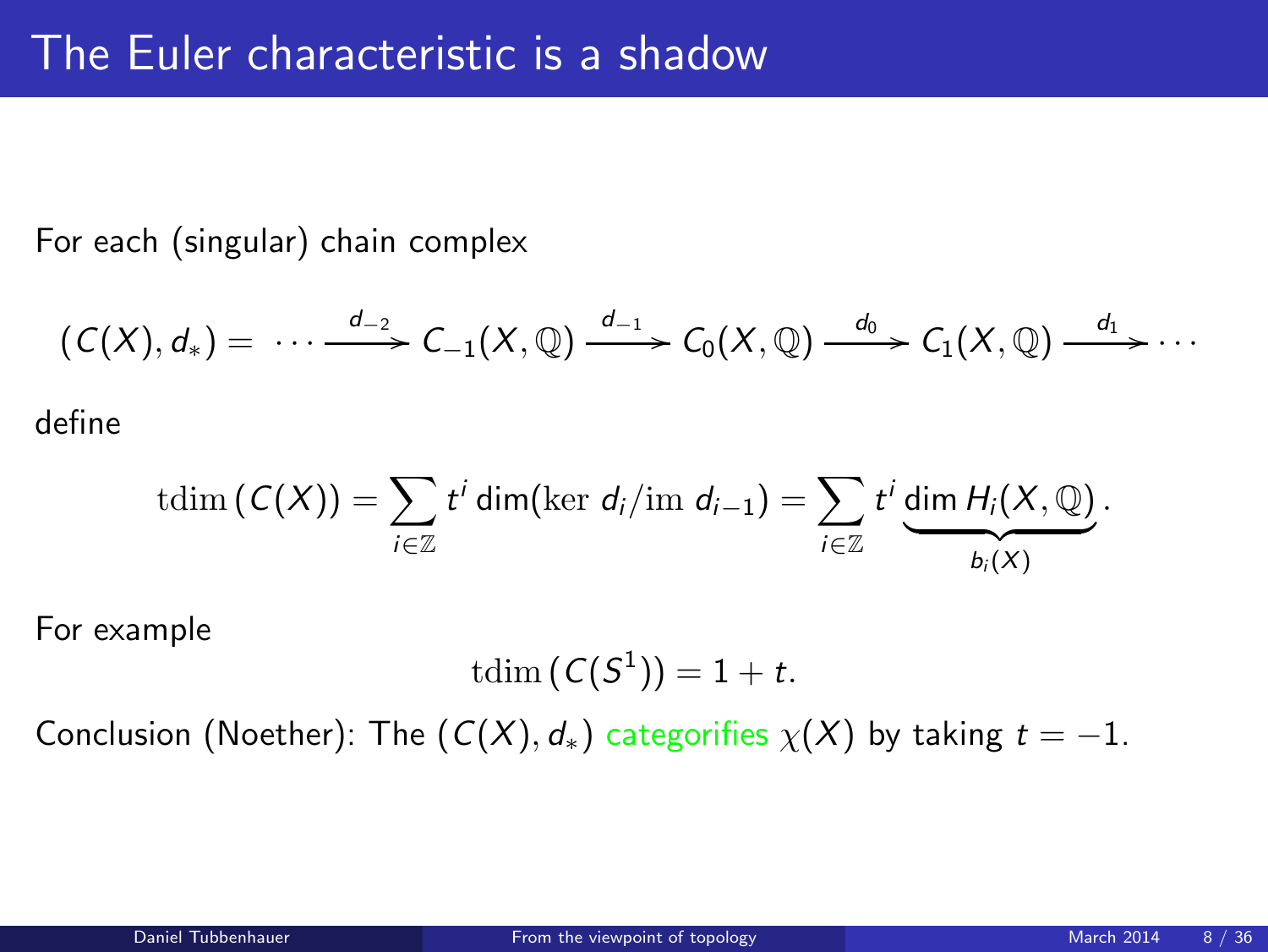# The Euler characteristic is a shadow

For each (singular) chain complex

$$(C(X), d_*) = \cdots \xrightarrow{d_{-2}} C_{-1}(X,\mathbb{Q}) \xrightarrow{d_{-1}} C_0(X,\mathbb{Q}) \xrightarrow{d_0} C_1(X,\mathbb{Q}) \xrightarrow{d_1} \cdots$$

define

$$\mathrm{tdim}\,(C(X)) = \sum_{i\in\mathbb{Z}} t^i \dim(\ker\, d_i/\mathrm{im}\, d_{i-1}) = \sum_{i\in\mathbb{Z}} t^i \underbrace{\dim H_i(X,\mathbb{Q})}_{b_i(X)}.$$

For example

$$\mathrm{tdim}\,(C(S^1)) = 1 + t.$$

Conclusion (Noether): The $(C(X), d_*)$ categorifies $\chi(X)$ by taking $t = -1$.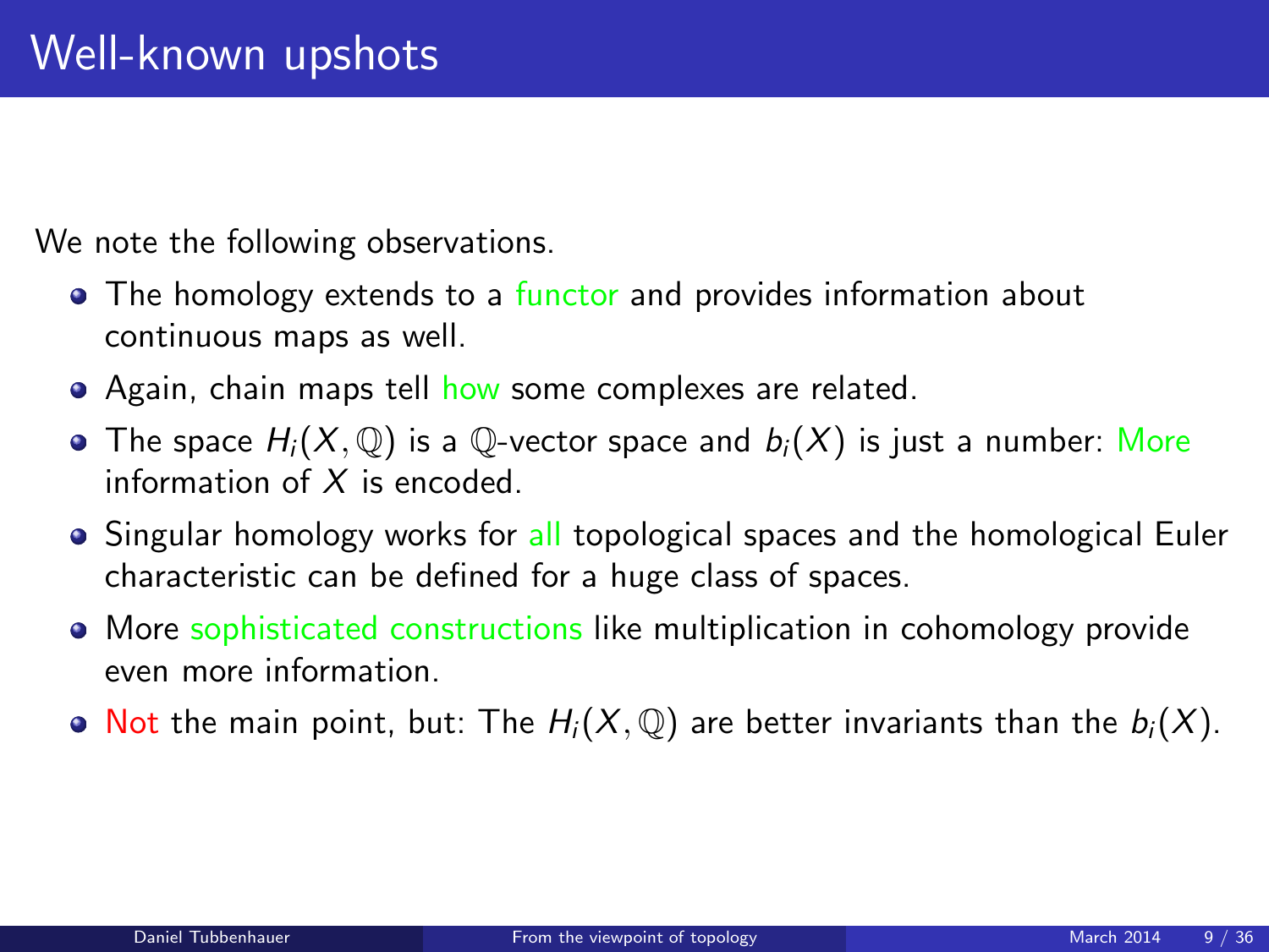# Well-known upshots

We note the following observations.

- The homology extends to a functor and provides information about continuous maps as well.
- Again, chain maps tell how some complexes are related.
- The space $H_i(X, \mathbb{Q})$ is a $\mathbb{Q}$-vector space and $b_i(X)$ is just a number: More information of $X$ is encoded.
- Singular homology works for all topological spaces and the homological Euler characteristic can be defined for a huge class of spaces.
- More sophisticated constructions like multiplication in cohomology provide even more information.
- Not the main point, but: The $H_i(X, \mathbb{Q})$ are better invariants than the $b_i(X)$.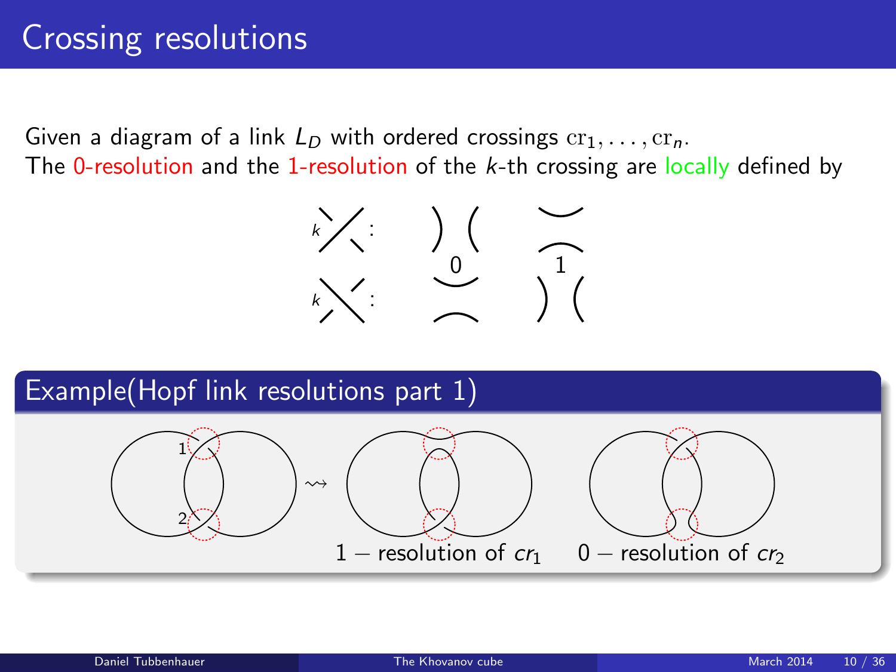# Crossing resolutions

Given a diagram of a link $L_D$ with ordered crossings $\mathrm{cr}_1, \ldots, \mathrm{cr}_n$.
The 0-resolution and the 1-resolution of the $k$-th crossing are locally defined by

## Example(Hopf link resolutions part 1)

1 − resolution of $cr_1$ 0 − resolution of $cr_2$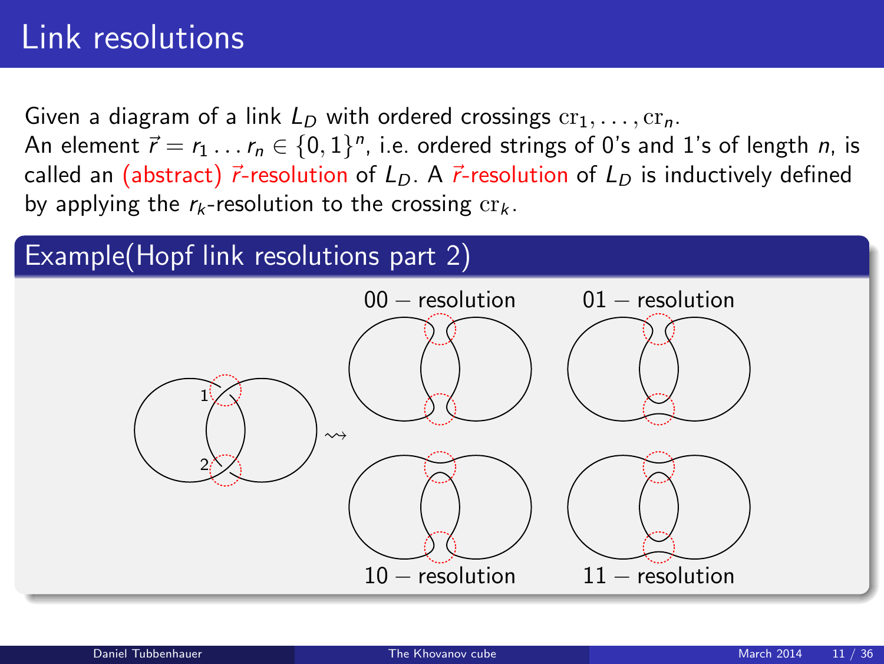# Link resolutions

Given a diagram of a link $L_D$ with ordered crossings $\mathrm{cr}_1, \dots, \mathrm{cr}_n$.
An element $\vec{r} = r_1 \dots r_n \in \{0,1\}^n$, i.e. ordered strings of 0's and 1's of length $n$, is called an (abstract) $\vec{r}$-resolution of $L_D$. A $\vec{r}$-resolution of $L_D$ is inductively defined by applying the $r_k$-resolution to the crossing $\mathrm{cr}_k$.

## Example(Hopf link resolutions part 2)

00 − resolution

01 − resolution

10 − resolution

11 − resolution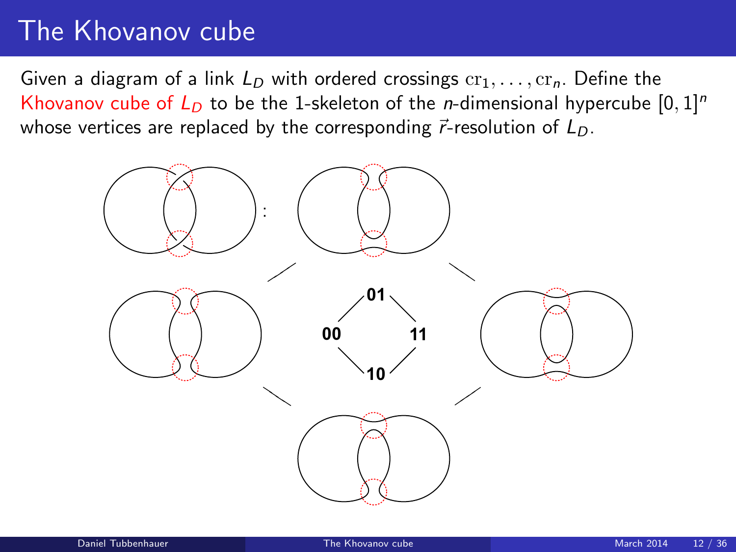# The Khovanov cube

Given a diagram of a link $L_D$ with ordered crossings $\mathrm{cr}_1, \ldots, \mathrm{cr}_n$. Define the Khovanov cube of $L_D$ to be the 1-skeleton of the $n$-dimensional hypercube $[0,1]^n$ whose vertices are replaced by the corresponding $\vec{r}$-resolution of $L_D$.

**01**

**00** **11**

**10**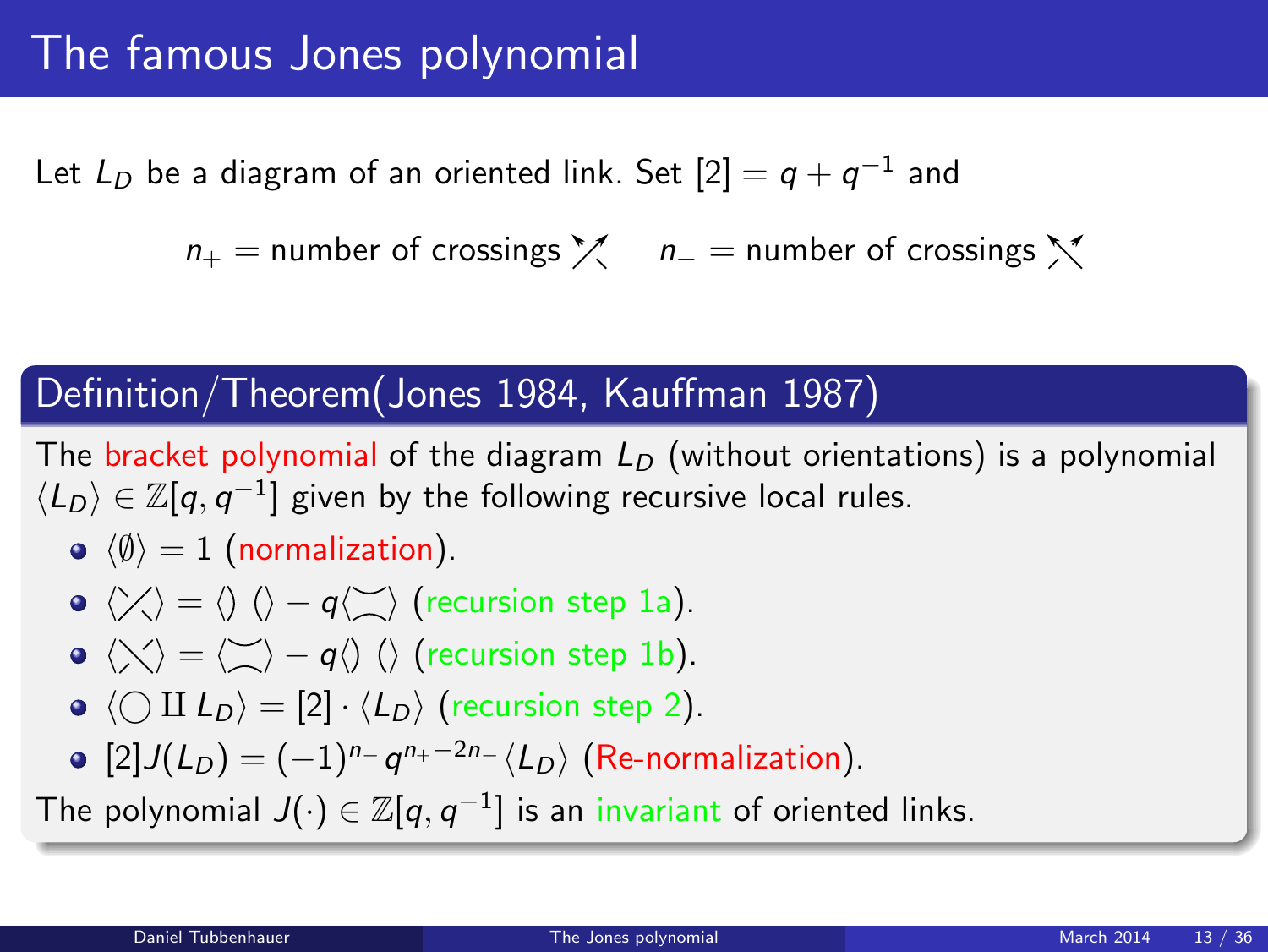# The famous Jones polynomial

Let $L_D$ be a diagram of an oriented link. Set $[2] = q + q^{-1}$ and

$n_+$ = number of crossings ⤢ $\quad$ $n_-$ = number of crossings ⤡

## Definition/Theorem(Jones 1984, Kauffman 1987)

The bracket polynomial of the diagram $L_D$ (without orientations) is a polynomial $\langle L_D \rangle \in \mathbb{Z}[q, q^{-1}]$ given by the following recursive local rules.

- $\langle \emptyset \rangle = 1$ (normalization).
- $\langle \diagup\!\!\!\diagdown \rangle = \langle)\ (\rangle - q\langle \asymp \rangle$ (recursion step 1a).
- $\langle \diagdown\!\!\!\diagup \rangle = \langle \asymp \rangle - q\langle)\ (\rangle$ (recursion step 1b).
- $\langle \bigcirc \amalg L_D \rangle = [2] \cdot \langle L_D \rangle$ (recursion step 2).
- $[2]J(L_D) = (-1)^{n_-} q^{n_+ - 2n_-} \langle L_D \rangle$ (Re-normalization).

The polynomial $J(\cdot) \in \mathbb{Z}[q, q^{-1}]$ is an invariant of oriented links.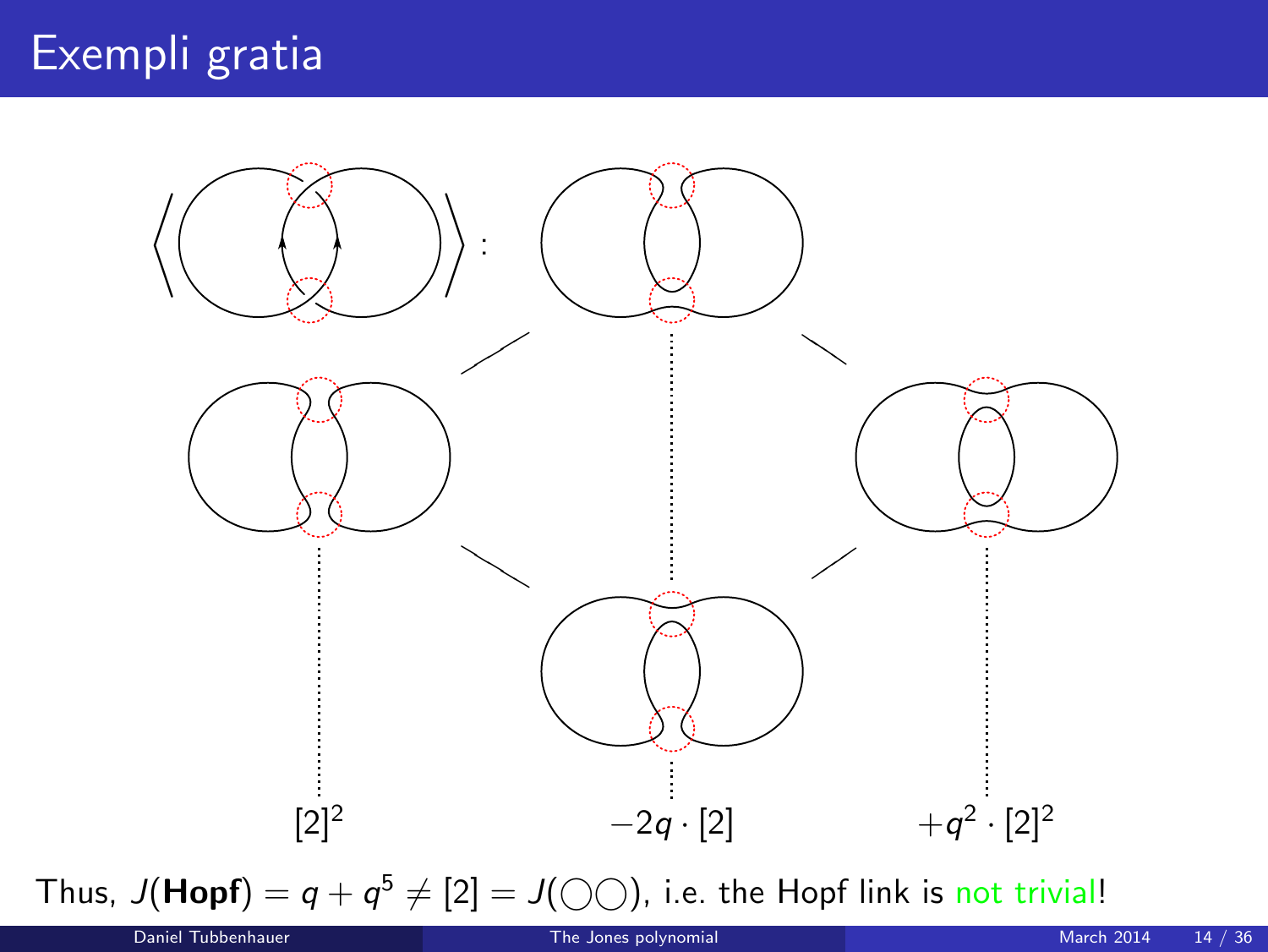# Exempli gratia

$[2]^2$ $\quad -2q \cdot [2]$ $\quad +q^2 \cdot [2]^2$

Thus, $J(\textbf{Hopf}) = q + q^5 \neq [2] = J(\bigcirc\bigcirc)$, i.e. the Hopf link is not trivial!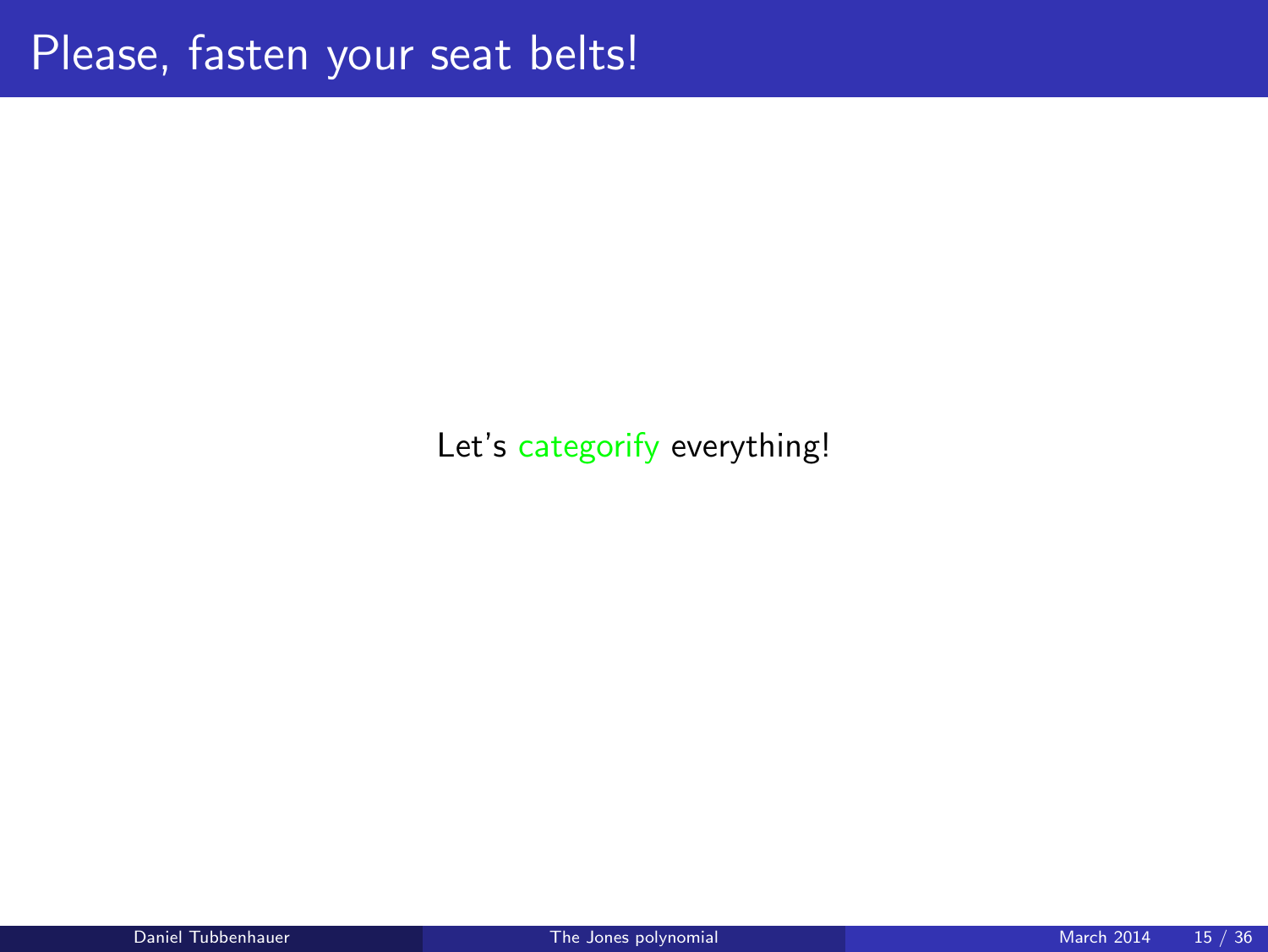# Please, fasten your seat belts!

Let's categorify everything!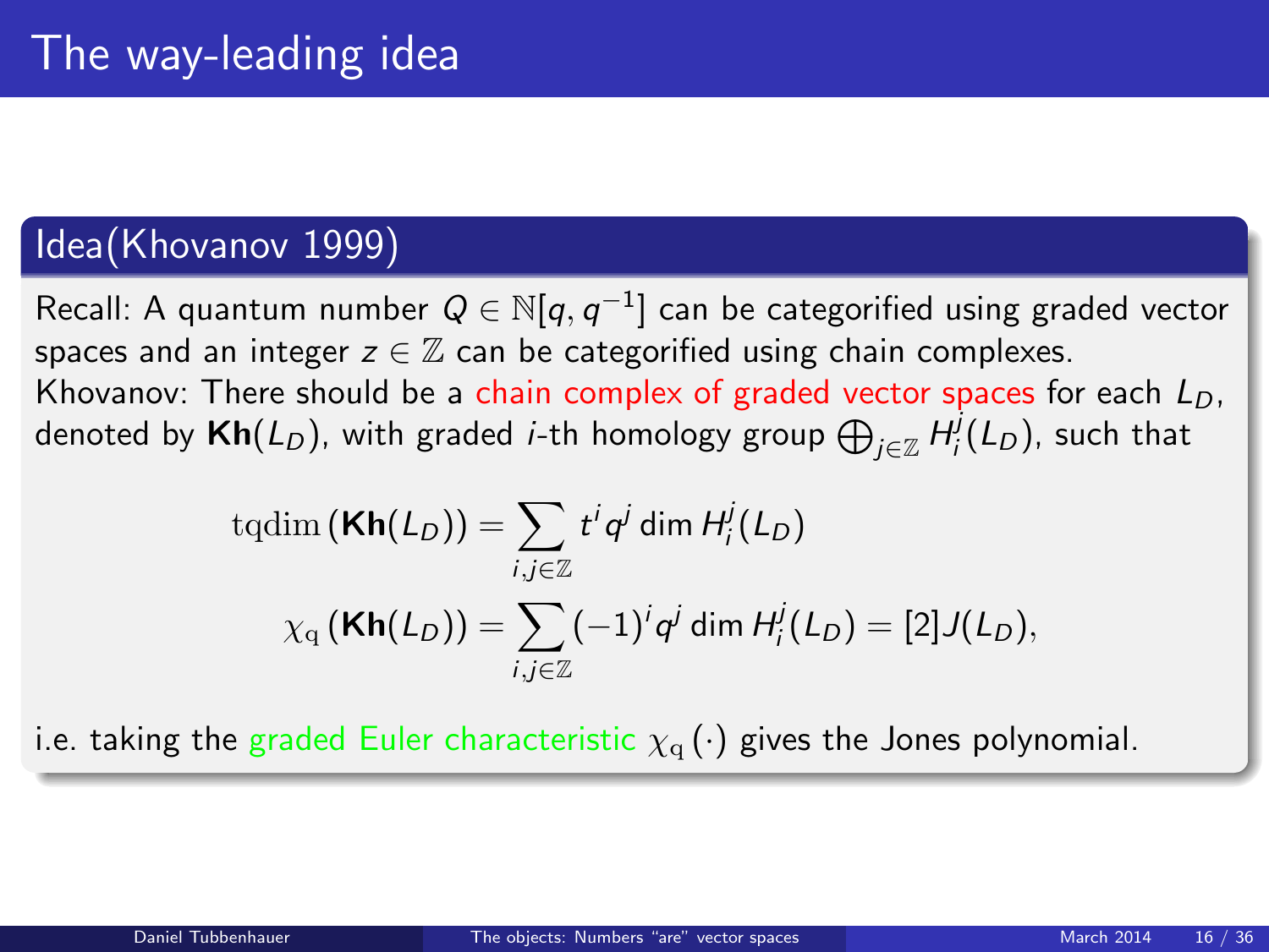# The way-leading idea

## Idea(Khovanov 1999)

Recall: A quantum number $Q \in \mathbb{N}[q, q^{-1}]$ can be categorified using graded vector spaces and an integer $z \in \mathbb{Z}$ can be categorified using chain complexes.
Khovanov: There should be a chain complex of graded vector spaces for each $L_D$, denoted by $\mathbf{Kh}(L_D)$, with graded $i$-th homology group $\bigoplus_{j \in \mathbb{Z}} H_i^j(L_D)$, such that

$$\mathrm{tqdim}\left(\mathbf{Kh}(L_D)\right) = \sum_{i,j \in \mathbb{Z}} t^i q^j \dim H_i^j(L_D)$$

$$\chi_{\mathrm{q}}\left(\mathbf{Kh}(L_D)\right) = \sum_{i,j \in \mathbb{Z}} (-1)^i q^j \dim H_i^j(L_D) = [2]J(L_D),$$

i.e. taking the graded Euler characteristic $\chi_{\mathrm{q}}(\cdot)$ gives the Jones polynomial.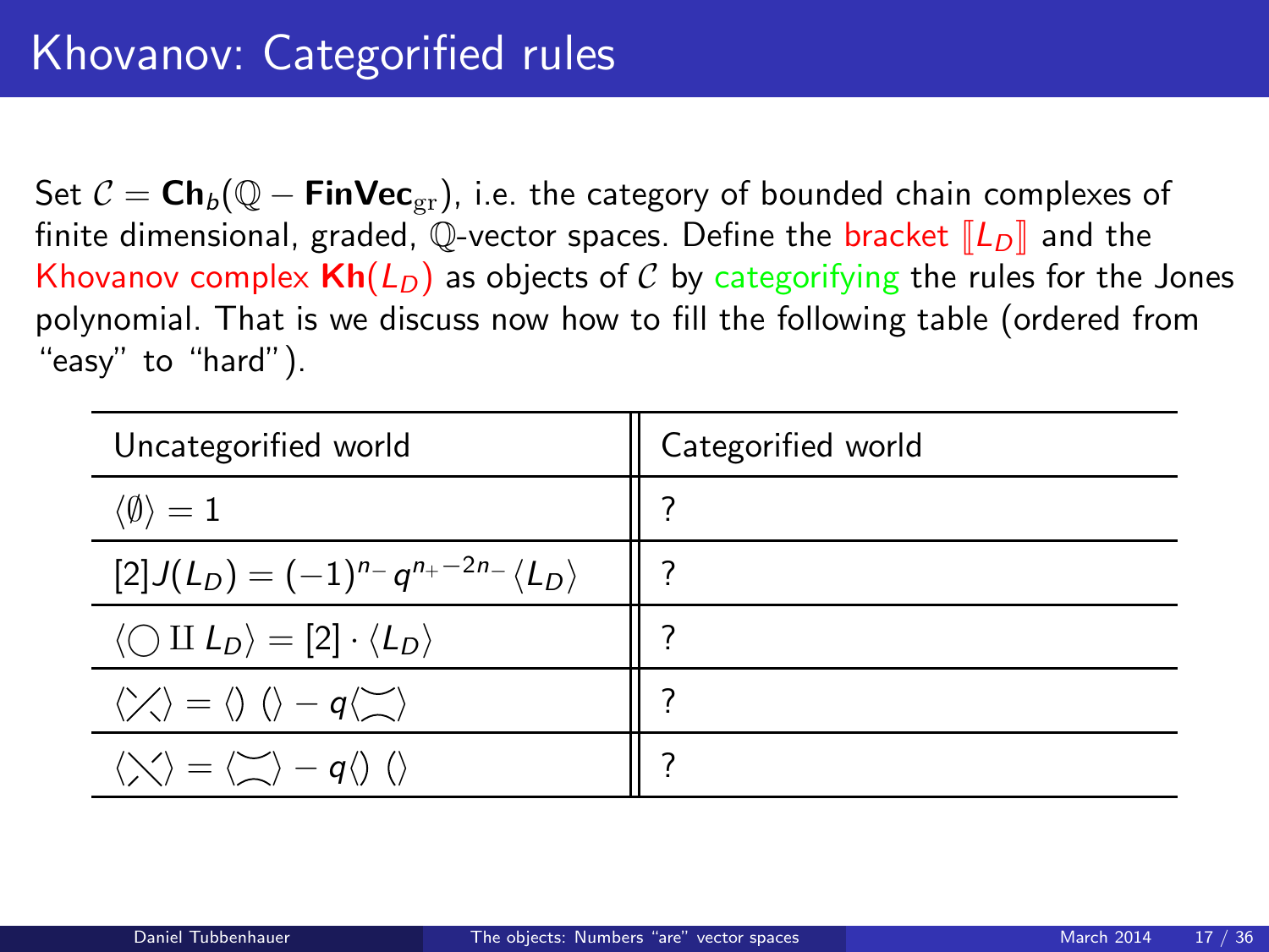# Khovanov: Categorified rules

Set $\mathcal{C} = \mathbf{Ch}_b(\mathbb{Q} - \mathbf{FinVec}_{\mathrm{gr}})$, i.e. the category of bounded chain complexes of finite dimensional, graded, $\mathbb{Q}$-vector spaces. Define the bracket $[\![L_D]\!]$ and the Khovanov complex $\mathbf{Kh}(L_D)$ as objects of $\mathcal{C}$ by categorifying the rules for the Jones polynomial. That is we discuss now how to fill the following table (ordered from "easy" to "hard").

| Uncategorified world | Categorified world |
|---|---|
| $\langle \emptyset \rangle = 1$ | ? |
| $[2]J(L_D) = (-1)^{n_-} q^{n_+ - 2n_-} \langle L_D \rangle$ | ? |
| $\langle \bigcirc \amalg L_D \rangle = [2] \cdot \langle L_D \rangle$ | ? |
| $\langle \diagup\!\!\!\diagdown \rangle = \langle)\,(\rangle - q \langle \asymp \rangle$ | ? |
| $\langle \diagdown\!\!\!\diagup \rangle = \langle \asymp \rangle - q \langle)\,(\rangle$ | ? |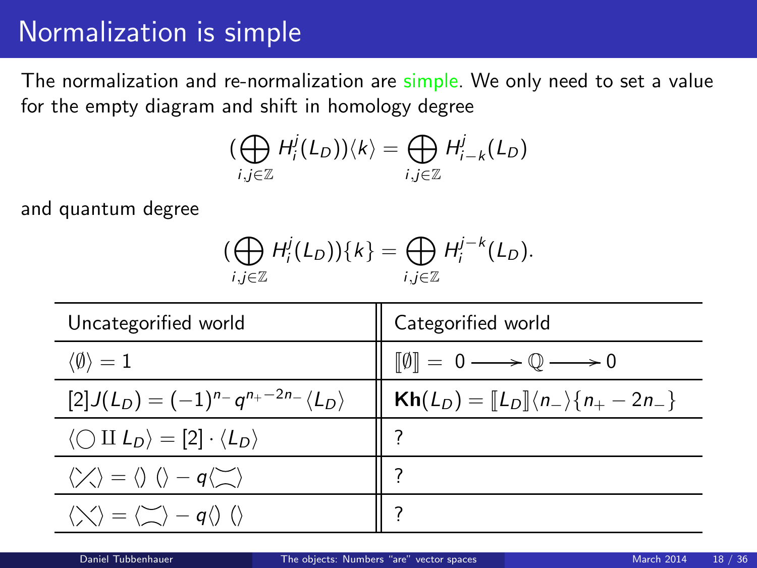# Normalization is simple

The normalization and re-normalization are simple. We only need to set a value for the empty diagram and shift in homology degree

$$(\bigoplus_{i,j\in\mathbb{Z}} H_i^j(L_D))\langle k\rangle = \bigoplus_{i,j\in\mathbb{Z}} H_{i-k}^j(L_D)$$

and quantum degree

$$(\bigoplus_{i,j\in\mathbb{Z}} H_i^j(L_D))\{k\} = \bigoplus_{i,j\in\mathbb{Z}} H_i^{j-k}(L_D).$$

| Uncategorified world | Categorified world |
|---|---|
| $\langle\emptyset\rangle = 1$ | $[\![\emptyset]\!] = 0 \longrightarrow \mathbb{Q} \longrightarrow 0$ |
| $[2]J(L_D) = (-1)^{n_-}q^{n_+-2n_-}\langle L_D\rangle$ | $\mathbf{Kh}(L_D) = [\![L_D]\!]\langle n_-\rangle\{n_+ - 2n_-\}$ |
| $\langle\bigcirc \amalg L_D\rangle = [2]\cdot\langle L_D\rangle$ | ? |
| $\langle\diagup\!\!\!\diagdown\rangle = \langle)\,(\rangle - q\langle\asymp\rangle$ | ? |
| $\langle\diagdown\!\!\!\diagup\rangle = \langle\asymp\rangle - q\langle)\,(\rangle$ | ? |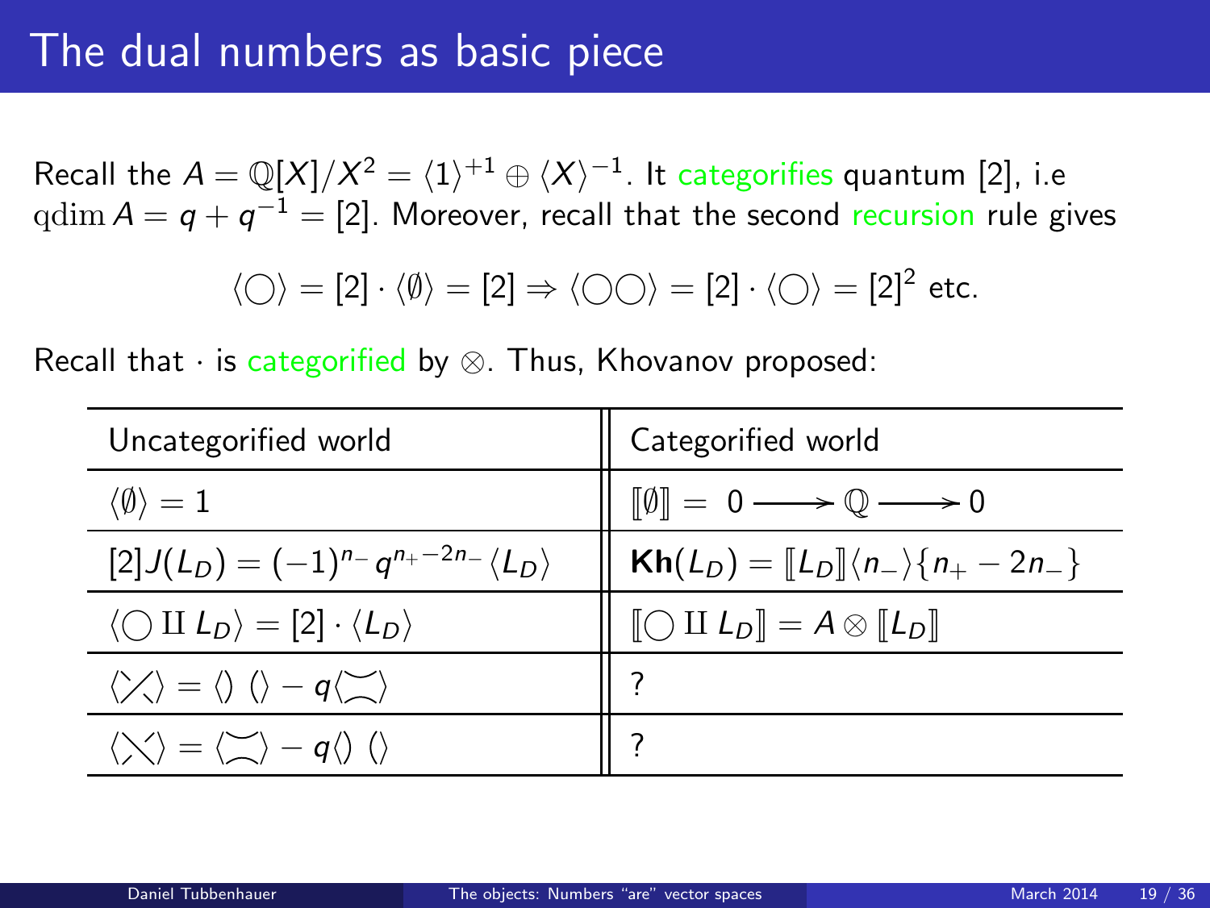# The dual numbers as basic piece

Recall the $A = \mathbb{Q}[X]/X^2 = \langle 1 \rangle^{+1} \oplus \langle X \rangle^{-1}$. It categorifies quantum [2], i.e $\operatorname{qdim} A = q + q^{-1} = [2]$. Moreover, recall that the second recursion rule gives

$$\langle \bigcirc \rangle = [2] \cdot \langle \emptyset \rangle = [2] \Rightarrow \langle \bigcirc\bigcirc \rangle = [2] \cdot \langle \bigcirc \rangle = [2]^2 \text{ etc.}$$

Recall that $\cdot$ is categorified by $\otimes$. Thus, Khovanov proposed:

| Uncategorified world | Categorified world |
|---|---|
| $\langle \emptyset \rangle = 1$ | $[\![\emptyset]\!] = 0 \longrightarrow \mathbb{Q} \longrightarrow 0$ |
| $[2]J(L_D) = (-1)^{n_-} q^{n_+ - 2n_-} \langle L_D \rangle$ | $\mathbf{Kh}(L_D) = [\![L_D]\!]\langle n_- \rangle \{n_+ - 2n_-\}$ |
| $\langle \bigcirc \amalg L_D \rangle = [2] \cdot \langle L_D \rangle$ | $[\![\bigcirc \amalg L_D]\!] = A \otimes [\![L_D]\!]$ |
| $\langle \diagup\!\!\!\diagdown \rangle = \langle)\ (\rangle - q\langle \asymp \rangle$ | ? |
| $\langle \diagdown\!\!\!\diagup \rangle = \langle \asymp \rangle - q\langle)\ (\rangle$ | ? |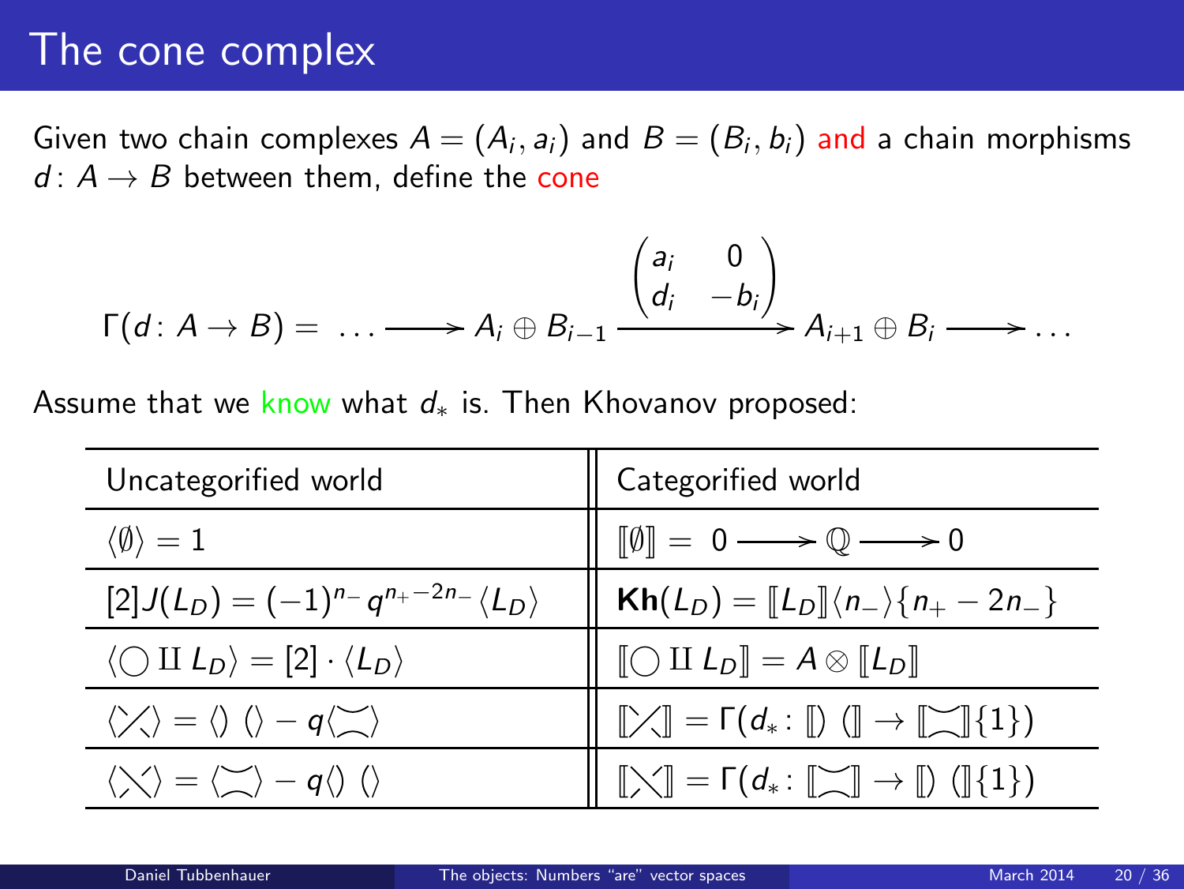# The cone complex

Given two chain complexes $A = (A_i, a_i)$ and $B = (B_i, b_i)$ and a chain morphisms $d\colon A \to B$ between them, define the cone

$$\Gamma(d\colon A \to B) = \ \ldots \longrightarrow A_i \oplus B_{i-1} \xrightarrow{\begin{pmatrix} a_i & 0 \\ d_i & -b_i \end{pmatrix}} A_{i+1} \oplus B_i \longrightarrow \ldots$$

Assume that we know what $d_*$ is. Then Khovanov proposed:

| Uncategorified world | Categorified world |
|---|---|
| $\langle \emptyset \rangle = 1$ | $[\![\emptyset]\!] = \ 0 \longrightarrow \mathbb{Q} \longrightarrow 0$ |
| $[2]J(L_D) = (-1)^{n_-} q^{n_+ - 2n_-} \langle L_D \rangle$ | $\mathbf{Kh}(L_D) = [\![L_D]\!] \langle n_- \rangle \{n_+ - 2n_-\}$ |
| $\langle \bigcirc \amalg L_D \rangle = [2] \cdot \langle L_D \rangle$ | $[\![\bigcirc \amalg L_D]\!] = A \otimes [\![L_D]\!]$ |
| $\langle ⤫ \rangle = \langle ) \ ( \rangle - q \langle \asymp \rangle$ | $[\![ ⤫ ]\!] = \Gamma(d_*\colon [\![ ) \ ( ]\!] \to [\![ \asymp ]\!]\{1\})$ |
| $\langle ⤬ \rangle = \langle \asymp \rangle - q \langle ) \ ( \rangle$ | $[\![ ⤬ ]\!] = \Gamma(d_*\colon [\![ \asymp ]\!] \to [\![ ) \ ( ]\!]\{1\})$ |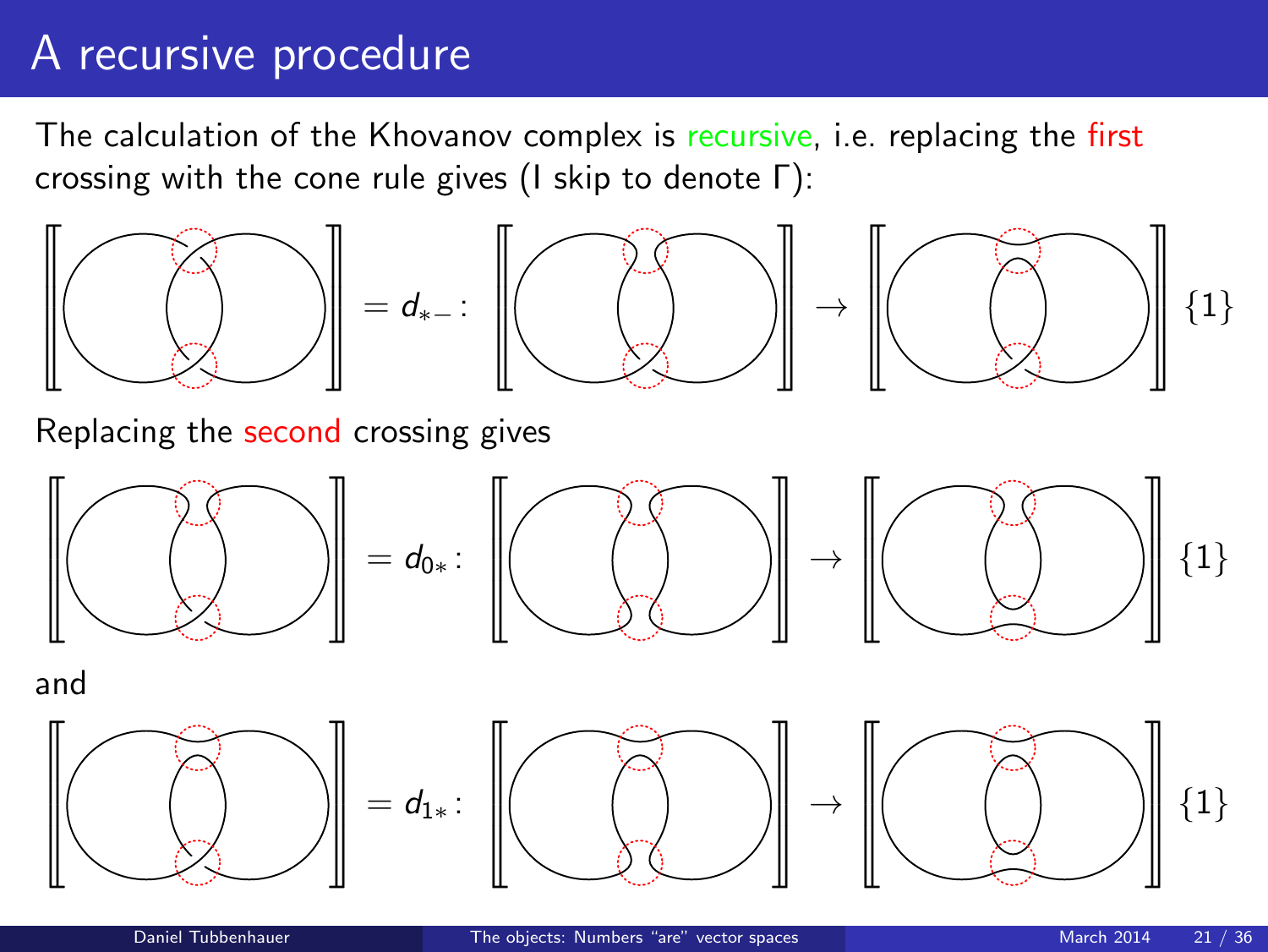# A recursive procedure

The calculation of the Khovanov complex is recursive, i.e. replacing the first crossing with the cone rule gives (I skip to denote Γ):

$$[\![\cdot]\!] = d_{*-} : [\![\cdot]\!] \to [\![\cdot]\!]\{1\}$$

Replacing the second crossing gives

$$[\![\cdot]\!] = d_{0*} : [\![\cdot]\!] \to [\![\cdot]\!]\{1\}$$

and

$$[\![\cdot]\!] = d_{1*} : [\![\cdot]\!] \to [\![\cdot]\!]\{1\}$$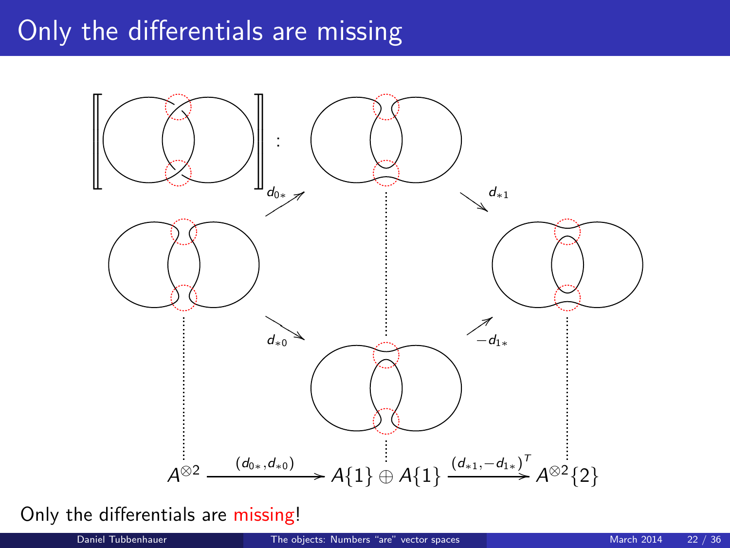# Only the differentials are missing

$$A^{\otimes 2} \xrightarrow{(d_{0*}, d_{*0})} A\{1\} \oplus A\{1\} \xrightarrow{(d_{*1}, -d_{1*})^T} A^{\otimes 2}\{2\}$$

Only the differentials are missing!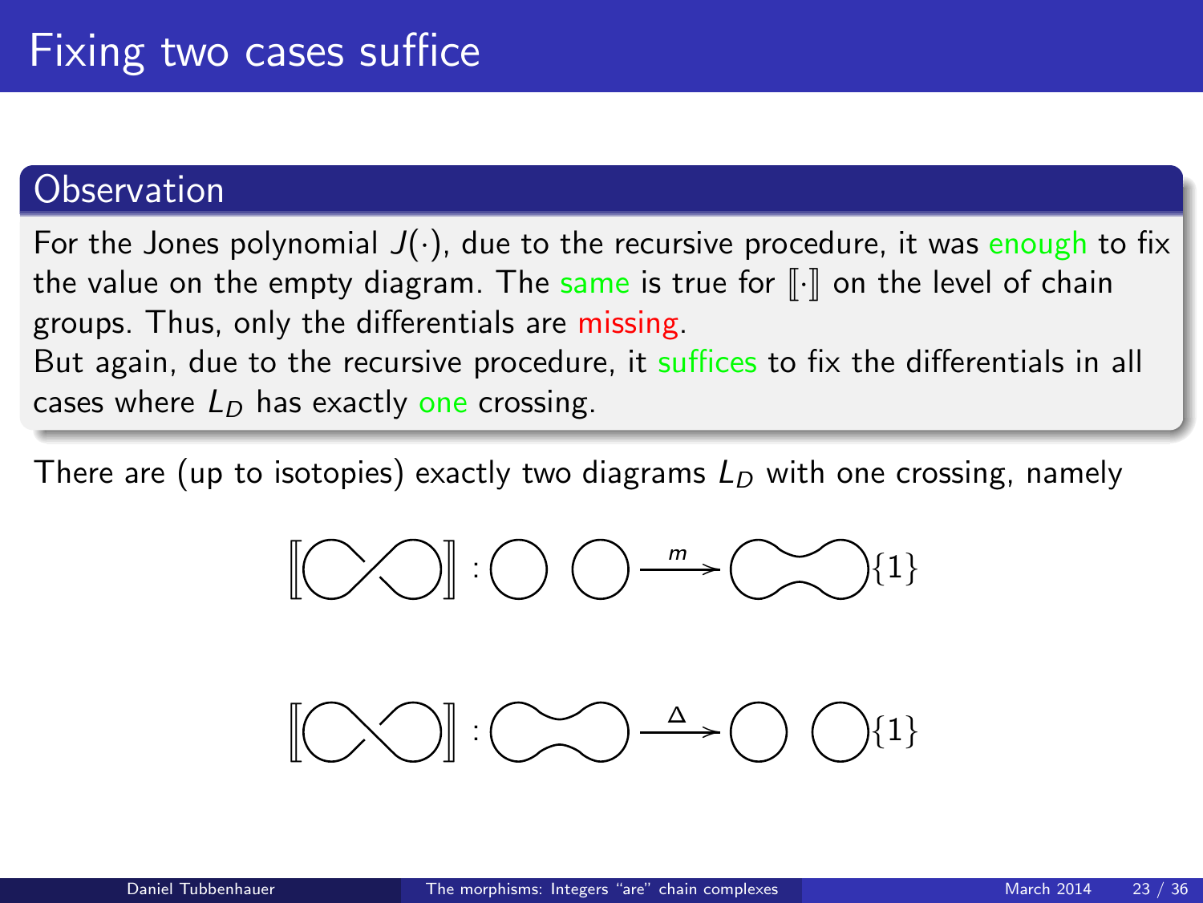# Fixing two cases suffice

## Observation

For the Jones polynomial $J(\cdot)$, due to the recursive procedure, it was enough to fix the value on the empty diagram. The same is true for $[\![\cdot]\!]$ on the level of chain groups. Thus, only the differentials are missing.

But again, due to the recursive procedure, it suffices to fix the differentials in all cases where $L_D$ has exactly one crossing.

There are (up to isotopies) exactly two diagrams $L_D$ with one crossing, namely

$$[\![\cdot]\!] : \bigcirc\ \bigcirc \xrightarrow{m} \bigcirc\{1\}$$

$$[\![\cdot]\!] : \bigcirc \xrightarrow{\Delta} \bigcirc\ \bigcirc\{1\}$$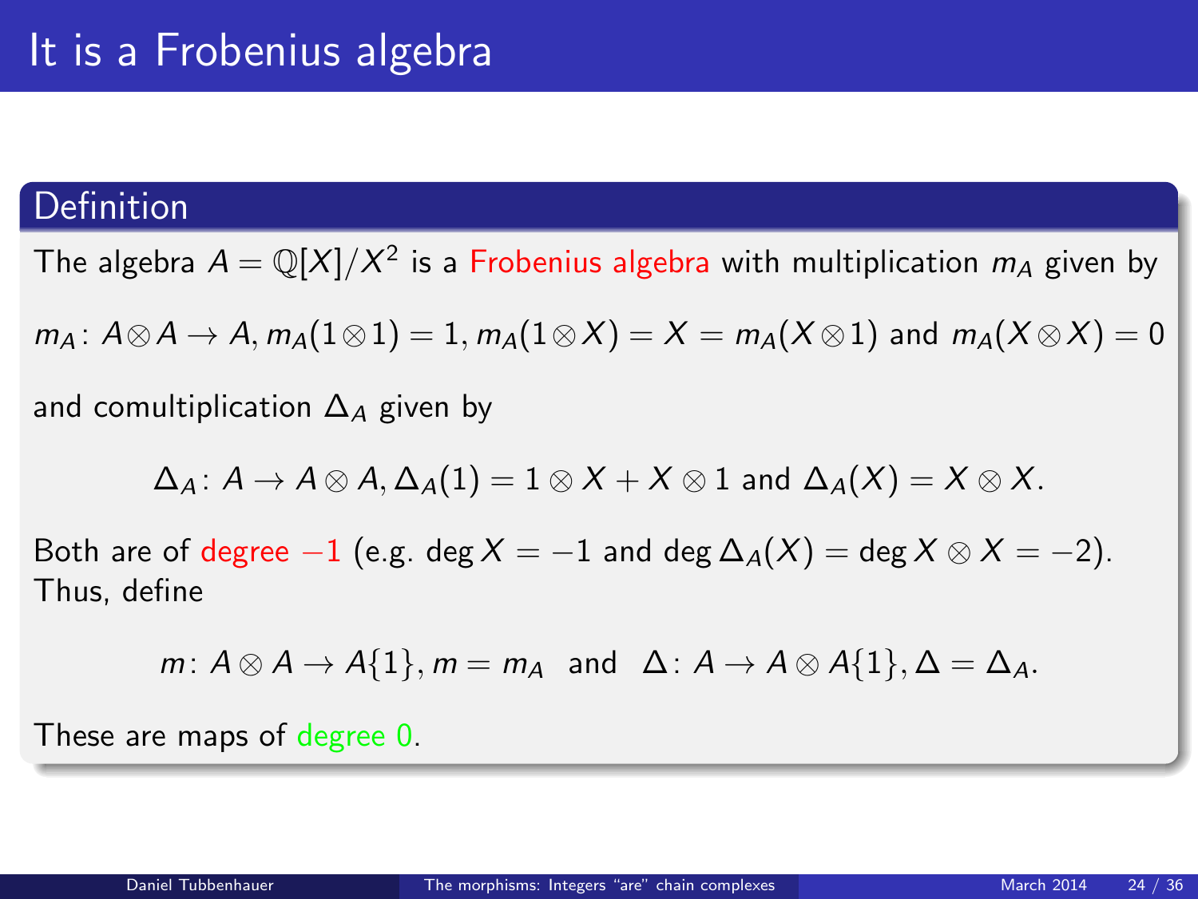# It is a Frobenius algebra

## Definition

The algebra $A = \mathbb{Q}[X]/X^2$ is a Frobenius algebra with multiplication $m_A$ given by

$m_A \colon A \otimes A \to A$, $m_A(1 \otimes 1) = 1$, $m_A(1 \otimes X) = X = m_A(X \otimes 1)$ and $m_A(X \otimes X) = 0$

and comultiplication $\Delta_A$ given by

$$\Delta_A \colon A \to A \otimes A, \Delta_A(1) = 1 \otimes X + X \otimes 1 \text{ and } \Delta_A(X) = X \otimes X.$$

Both are of degree $-1$ (e.g. $\deg X = -1$ and $\deg \Delta_A(X) = \deg X \otimes X = -2$). Thus, define

$$m \colon A \otimes A \to A\{1\}, m = m_A \quad \text{and} \quad \Delta \colon A \to A \otimes A\{1\}, \Delta = \Delta_A.$$

These are maps of degree 0.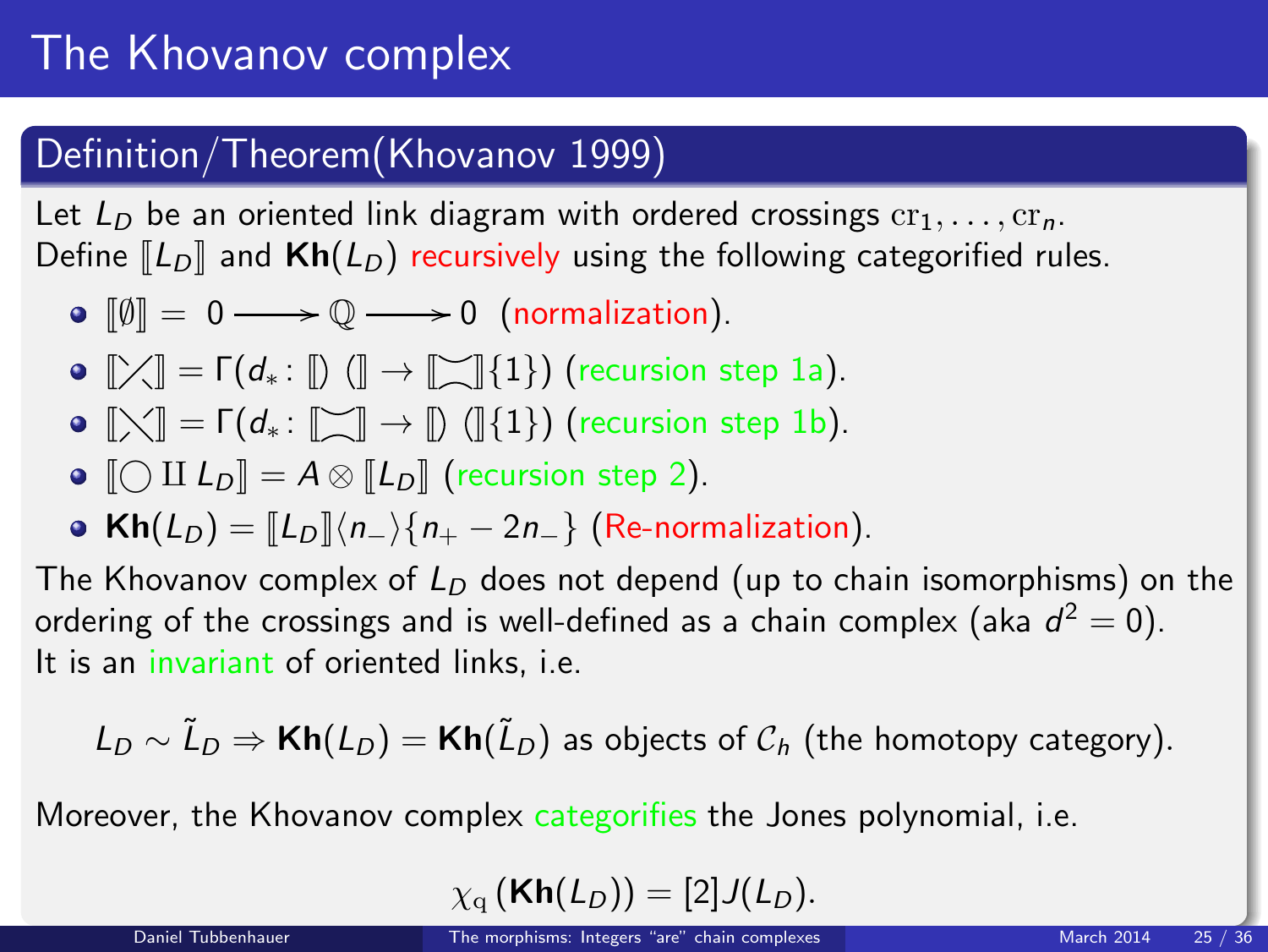# The Khovanov complex

## Definition/Theorem(Khovanov 1999)

Let $L_D$ be an oriented link diagram with ordered crossings $\mathrm{cr}_1, \dots, \mathrm{cr}_n$. Define $[\![L_D]\!]$ and $\mathbf{Kh}(L_D)$ recursively using the following categorified rules.

- $[\![\emptyset]\!] = 0 \longrightarrow \mathbb{Q} \longrightarrow 0$ (normalization).
- $[\![\diagup\!\!\!\diagdown]\!] = \Gamma(d_* \colon [\![)\,(]\!] \to [\![\asymp]\!]\{1\})$ (recursion step 1a).
- $[\![\diagdown\!\!\!\diagup]\!] = \Gamma(d_* \colon [\![\asymp]\!] \to [\![)\,(]\!]\{1\})$ (recursion step 1b).
- $[\![\bigcirc \amalg L_D]\!] = A \otimes [\![L_D]\!]$ (recursion step 2).
- $\mathbf{Kh}(L_D) = [\![L_D]\!]\langle n_- \rangle\{n_+ - 2n_-\}$ (Re-normalization).

The Khovanov complex of $L_D$ does not depend (up to chain isomorphisms) on the ordering of the crossings and is well-defined as a chain complex (aka $d^2 = 0$). It is an invariant of oriented links, i.e.

$$L_D \sim \tilde{L}_D \Rightarrow \mathbf{Kh}(L_D) = \mathbf{Kh}(\tilde{L}_D) \text{ as objects of } \mathcal{C}_h \text{ (the homotopy category).}$$

Moreover, the Khovanov complex categorifies the Jones polynomial, i.e.

$$\chi_{\mathrm{q}}(\mathbf{Kh}(L_D)) = [2]J(L_D).$$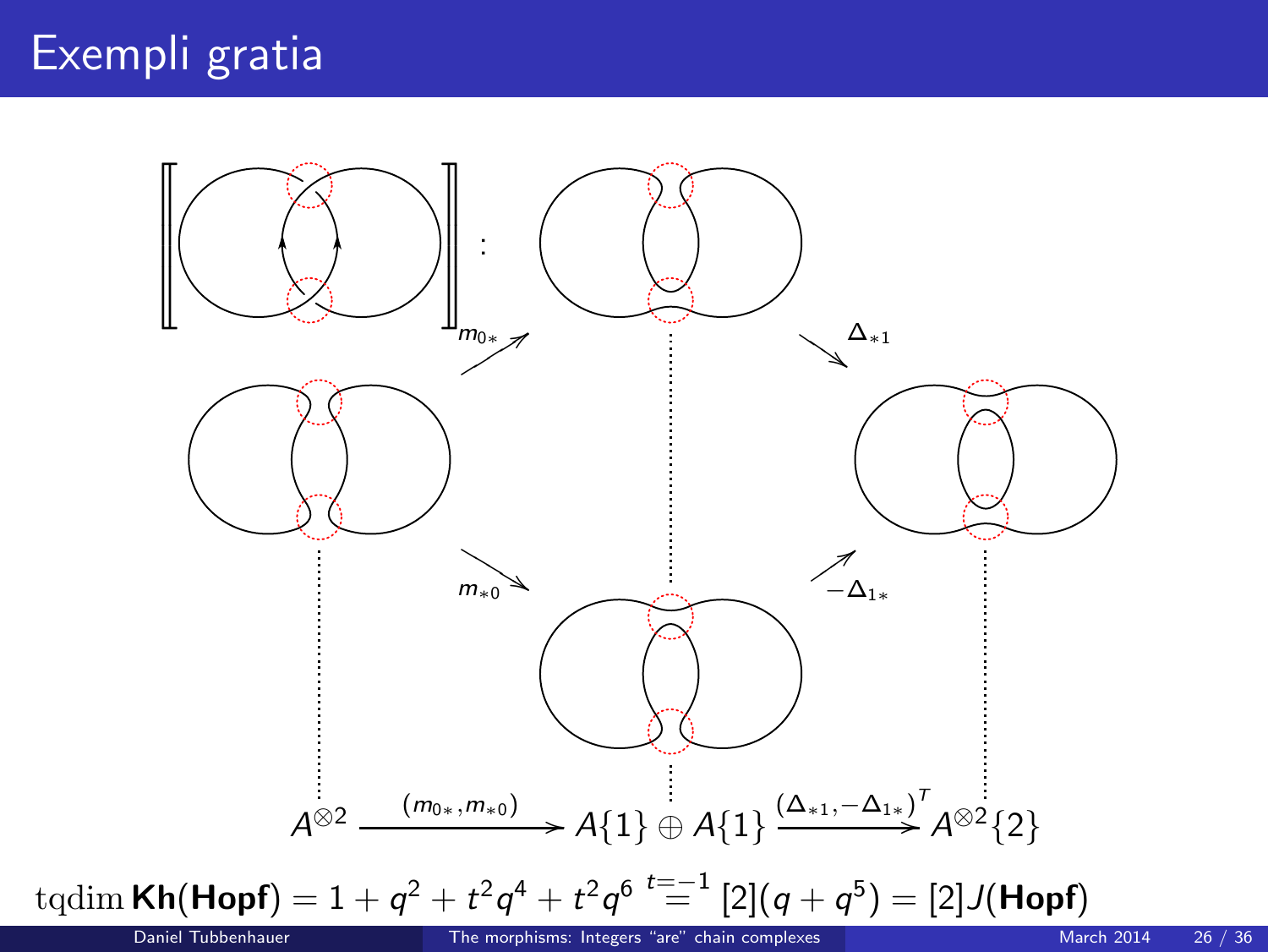# Exempli gratia

$$A^{\otimes 2} \xrightarrow{(m_{0*}, m_{*0})} A\{1\} \oplus A\{1\} \xrightarrow{(\Delta_{*1}, -\Delta_{1*})^T} A^{\otimes 2}\{2\}$$

$$\mathrm{tqdim}\,\mathbf{Kh}(\mathbf{Hopf}) = 1 + q^2 + t^2q^4 + t^2q^6 \overset{t=-1}{=} [2](q + q^5) = [2]J(\mathbf{Hopf})$$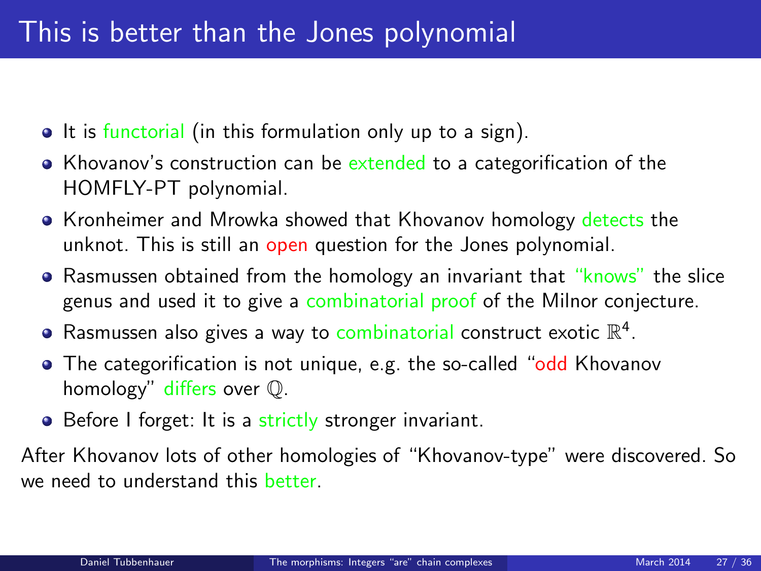# This is better than the Jones polynomial

- It is functorial (in this formulation only up to a sign).
- Khovanov's construction can be extended to a categorification of the HOMFLY-PT polynomial.
- Kronheimer and Mrowka showed that Khovanov homology detects the unknot. This is still an open question for the Jones polynomial.
- Rasmussen obtained from the homology an invariant that "knows" the slice genus and used it to give a combinatorial proof of the Milnor conjecture.
- Rasmussen also gives a way to combinatorial construct exotic $\mathbb{R}^4$.
- The categorification is not unique, e.g. the so-called "odd Khovanov homology" differs over $\mathbb{Q}$.
- Before I forget: It is a strictly stronger invariant.

After Khovanov lots of other homologies of "Khovanov-type" were discovered. So we need to understand this better.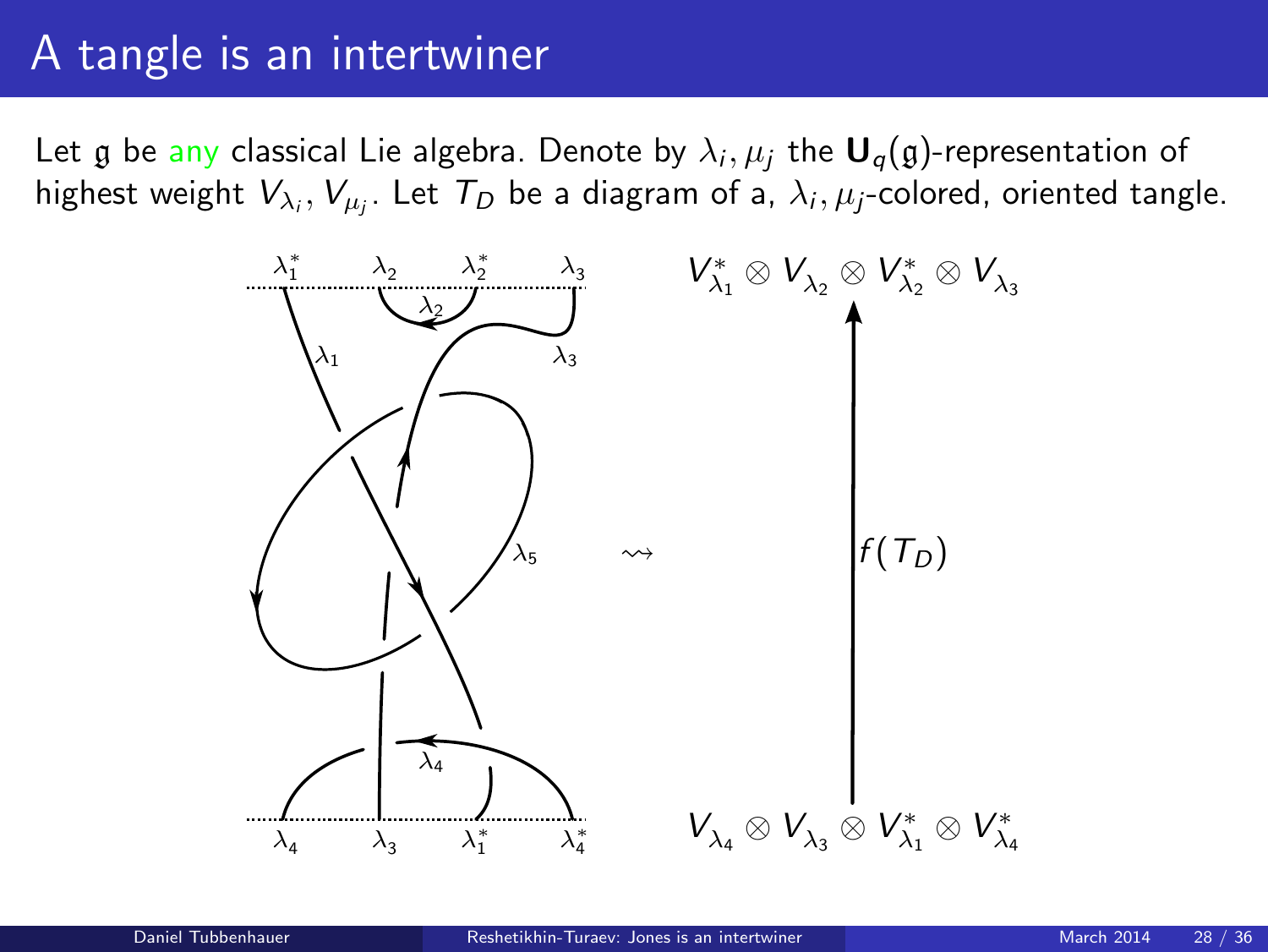# A tangle is an intertwiner

Let $\mathfrak{g}$ be any classical Lie algebra. Denote by $\lambda_i, \mu_j$ the $\mathbf{U}_q(\mathfrak{g})$-representation of highest weight $V_{\lambda_i}, V_{\mu_j}$. Let $T_D$ be a diagram of a, $\lambda_i, \mu_j$-colored, oriented tangle.

$$V_{\lambda_4} \otimes V_{\lambda_3} \otimes V_{\lambda_1}^* \otimes V_{\lambda_4}^* \xrightarrow{f(T_D)} V_{\lambda_1}^* \otimes V_{\lambda_2} \otimes V_{\lambda_2}^* \otimes V_{\lambda_3}$$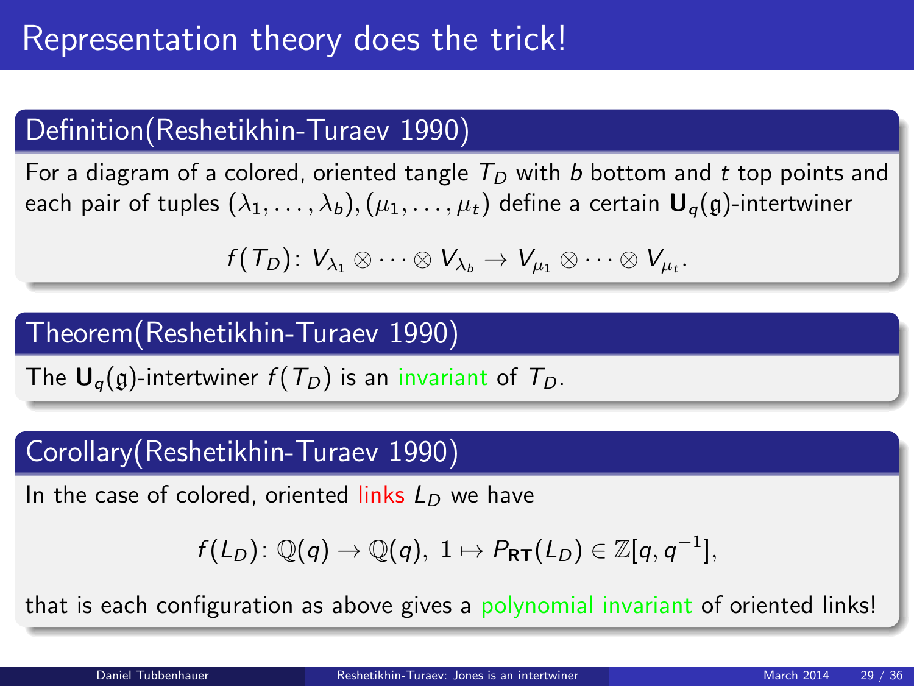# Representation theory does the trick!

**Definition(Reshetikhin-Turaev 1990)**

For a diagram of a colored, oriented tangle $T_D$ with $b$ bottom and $t$ top points and each pair of tuples $(\lambda_1, \ldots, \lambda_b), (\mu_1, \ldots, \mu_t)$ define a certain $\mathbf{U}_q(\mathfrak{g})$-intertwiner

$$f(T_D)\colon V_{\lambda_1} \otimes \cdots \otimes V_{\lambda_b} \to V_{\mu_1} \otimes \cdots \otimes V_{\mu_t}.$$

**Theorem(Reshetikhin-Turaev 1990)**

The $\mathbf{U}_q(\mathfrak{g})$-intertwiner $f(T_D)$ is an invariant of $T_D$.

**Corollary(Reshetikhin-Turaev 1990)**

In the case of colored, oriented links $L_D$ we have

$$f(L_D)\colon \mathbb{Q}(q) \to \mathbb{Q}(q),\ 1 \mapsto P_{\mathbf{RT}}(L_D) \in \mathbb{Z}[q, q^{-1}],$$

that is each configuration as above gives a polynomial invariant of oriented links!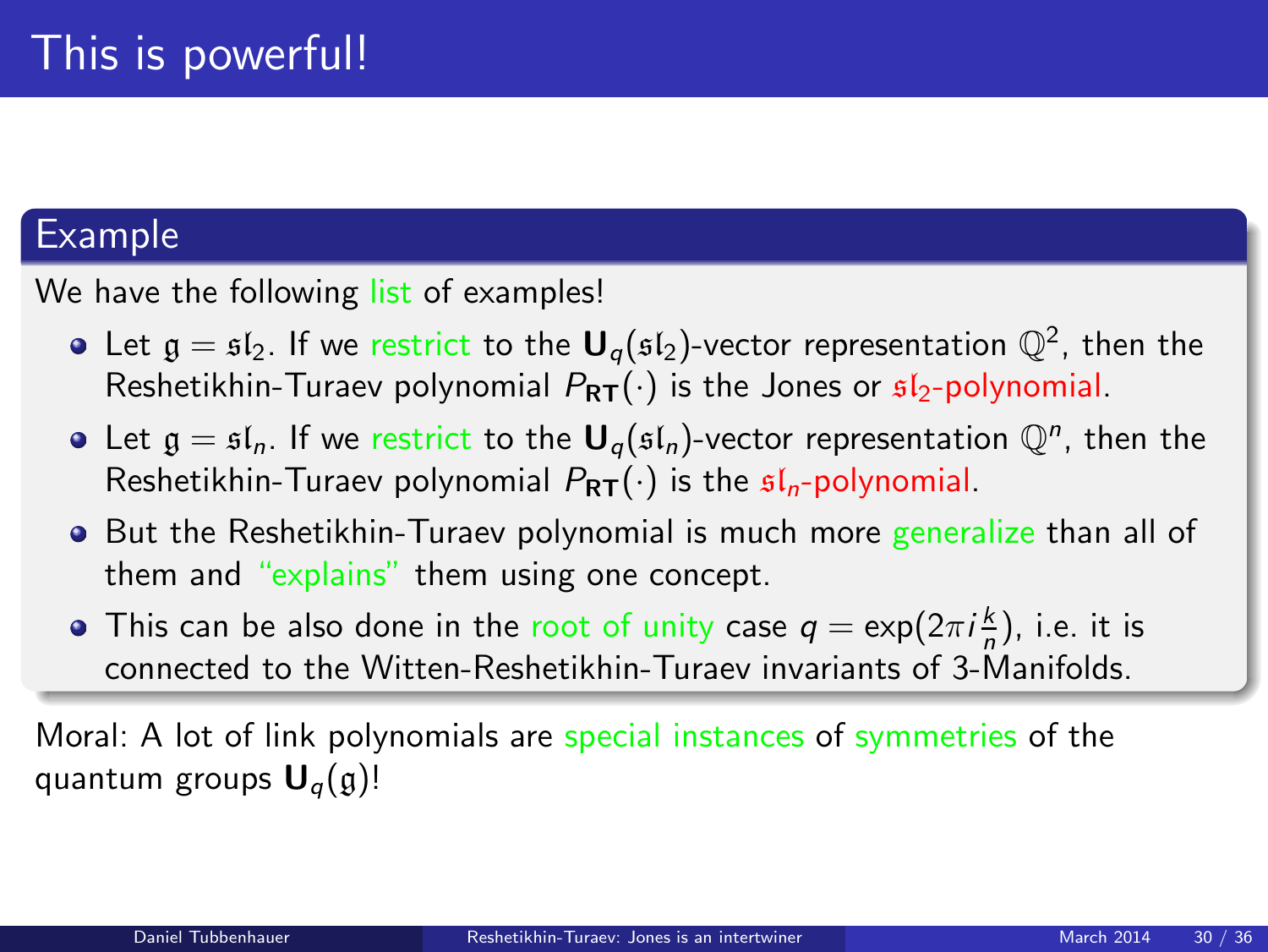# This is powerful!

## Example

We have the following list of examples!

- Let $\mathfrak{g} = \mathfrak{sl}_2$. If we restrict to the $\mathbf{U}_q(\mathfrak{sl}_2)$-vector representation $\mathbb{Q}^2$, then the Reshetikhin-Turaev polynomial $P_{\mathbf{RT}}(\cdot)$ is the Jones or $\mathfrak{sl}_2$-polynomial.
- Let $\mathfrak{g} = \mathfrak{sl}_n$. If we restrict to the $\mathbf{U}_q(\mathfrak{sl}_n)$-vector representation $\mathbb{Q}^n$, then the Reshetikhin-Turaev polynomial $P_{\mathbf{RT}}(\cdot)$ is the $\mathfrak{sl}_n$-polynomial.
- But the Reshetikhin-Turaev polynomial is much more generalize than all of them and "explains" them using one concept.
- This can be also done in the root of unity case $q = \exp(2\pi i \frac{k}{n})$, i.e. it is connected to the Witten-Reshetikhin-Turaev invariants of 3-Manifolds.

Moral: A lot of link polynomials are special instances of symmetries of the quantum groups $\mathbf{U}_q(\mathfrak{g})$!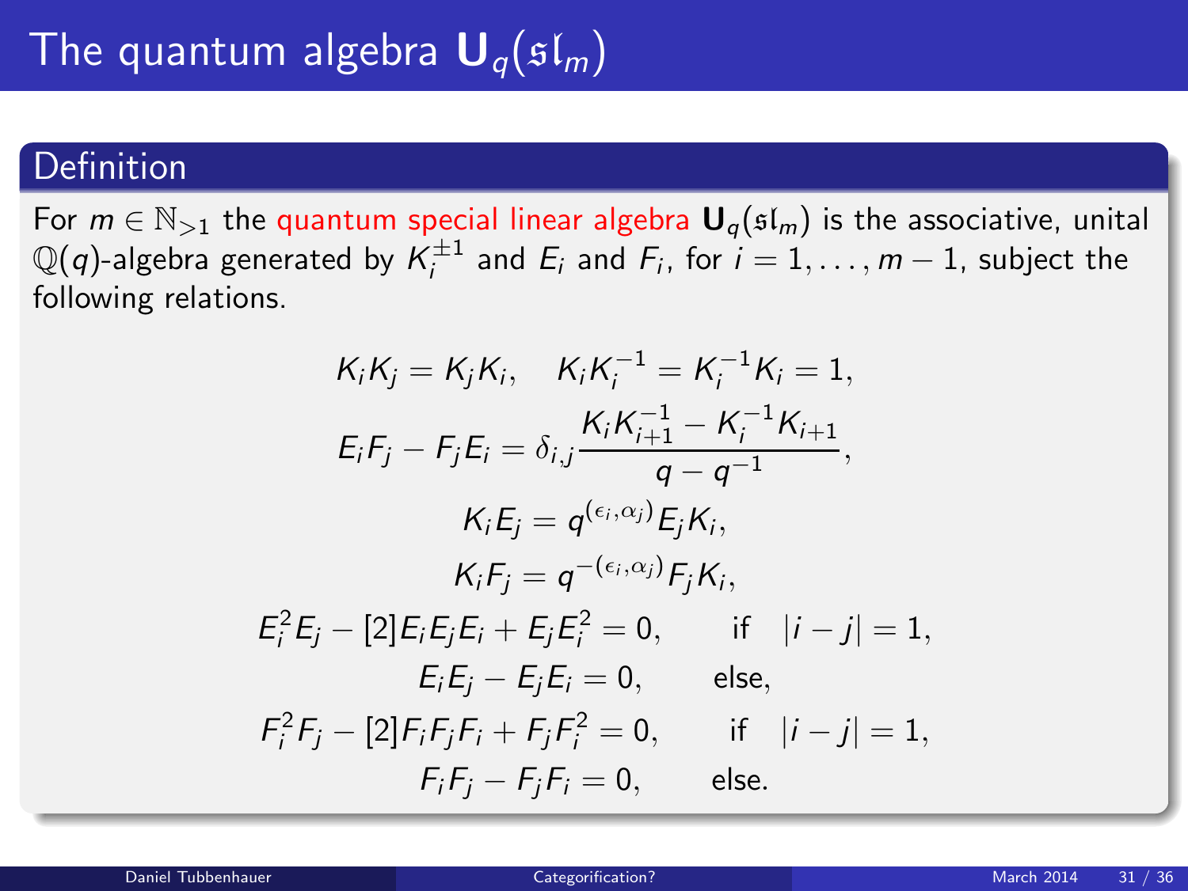# The quantum algebra $\mathbf{U}_q(\mathfrak{sl}_m)$

## Definition

For $m \in \mathbb{N}_{>1}$ the quantum special linear algebra $\mathbf{U}_q(\mathfrak{sl}_m)$ is the associative, unital $\mathbb{Q}(q)$-algebra generated by $K_i^{\pm 1}$ and $E_i$ and $F_i$, for $i = 1, \dots, m-1$, subject the following relations.

$$
\begin{gathered}
K_i K_j = K_j K_i, \quad K_i K_i^{-1} = K_i^{-1} K_i = 1, \\
E_i F_j - F_j E_i = \delta_{i,j} \frac{K_i K_{i+1}^{-1} - K_i^{-1} K_{i+1}}{q - q^{-1}}, \\
K_i E_j = q^{(\epsilon_i, \alpha_j)} E_j K_i, \\
K_i F_j = q^{-(\epsilon_i, \alpha_j)} F_j K_i, \\
E_i^2 E_j - [2] E_i E_j E_i + E_j E_i^2 = 0, \qquad \text{if} \quad |i - j| = 1, \\
E_i E_j - E_j E_i = 0, \qquad \text{else}, \\
F_i^2 F_j - [2] F_i F_j F_i + F_j F_i^2 = 0, \qquad \text{if} \quad |i - j| = 1, \\
F_i F_j - F_j F_i = 0, \qquad \text{else}.
\end{gathered}
$$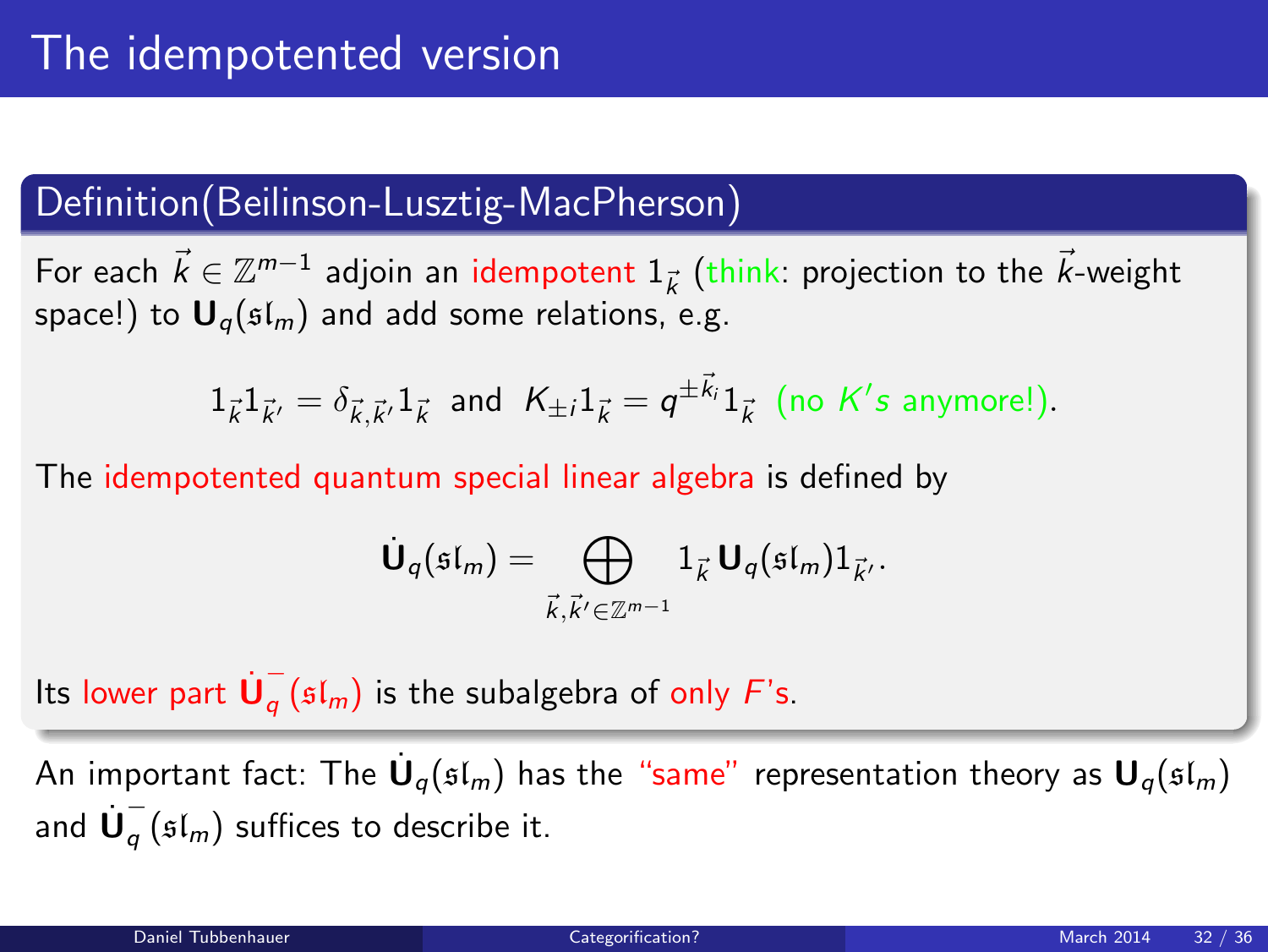# The idempotented version

## Definition(Beilinson-Lusztig-MacPherson)

For each $\vec{k} \in \mathbb{Z}^{m-1}$ adjoin an idempotent $1_{\vec{k}}$ (think: projection to the $\vec{k}$-weight space!) to $\mathbf{U}_q(\mathfrak{sl}_m)$ and add some relations, e.g.

$$1_{\vec{k}} 1_{\vec{k}'} = \delta_{\vec{k},\vec{k}'} 1_{\vec{k}} \text{ and } K_{\pm i} 1_{\vec{k}} = q^{\pm \vec{k}_i} 1_{\vec{k}} \text{ (no } K's \text{ anymore!)}.$$

The idempotented quantum special linear algebra is defined by

$$\dot{\mathbf{U}}_q(\mathfrak{sl}_m) = \bigoplus_{\vec{k},\vec{k}' \in \mathbb{Z}^{m-1}} 1_{\vec{k}} \mathbf{U}_q(\mathfrak{sl}_m) 1_{\vec{k}'}.$$

Its lower part $\dot{\mathbf{U}}_q^-(\mathfrak{sl}_m)$ is the subalgebra of only $F$'s.

An important fact: The $\dot{\mathbf{U}}_q(\mathfrak{sl}_m)$ has the "same" representation theory as $\mathbf{U}_q(\mathfrak{sl}_m)$ and $\dot{\mathbf{U}}_q^-(\mathfrak{sl}_m)$ suffices to describe it.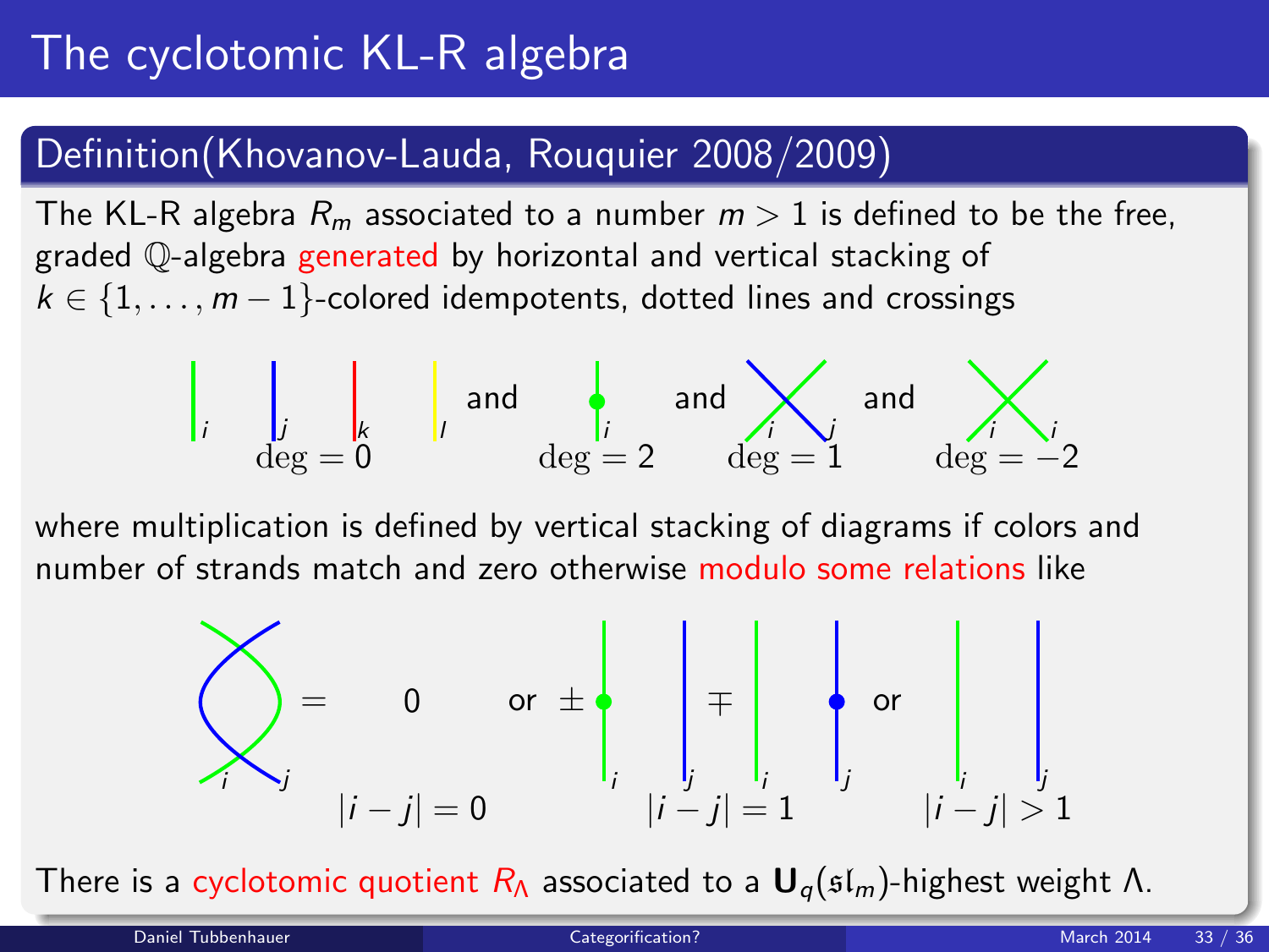# The cyclotomic KL-R algebra

## Definition(Khovanov-Lauda, Rouquier 2008/2009)

The KL-R algebra $R_m$ associated to a number $m > 1$ is defined to be the free, graded $\mathbb{Q}$-algebra generated by horizontal and vertical stacking of $k \in \{1, \ldots, m-1\}$-colored idempotents, dotted lines and crossings

$i$ $j$ $k$ $l$ $\deg = 0$ and $i$ $\deg = 2$ and $i$ $j$ $\deg = 1$ and $i$ $i$ $\deg = -2$

where multiplication is defined by vertical stacking of diagrams if colors and number of strands match and zero otherwise modulo some relations like

$i$ $j$ $= 0$ ($|i-j| = 0$) or $\pm$ $i$ $j$ $\mp$ $i$ $j$ ($|i-j| = 1$) or $i$ $j$ ($|i-j| > 1$)

There is a cyclotomic quotient $R_\Lambda$ associated to a $\mathbf{U}_q(\mathfrak{sl}_m)$-highest weight $\Lambda$.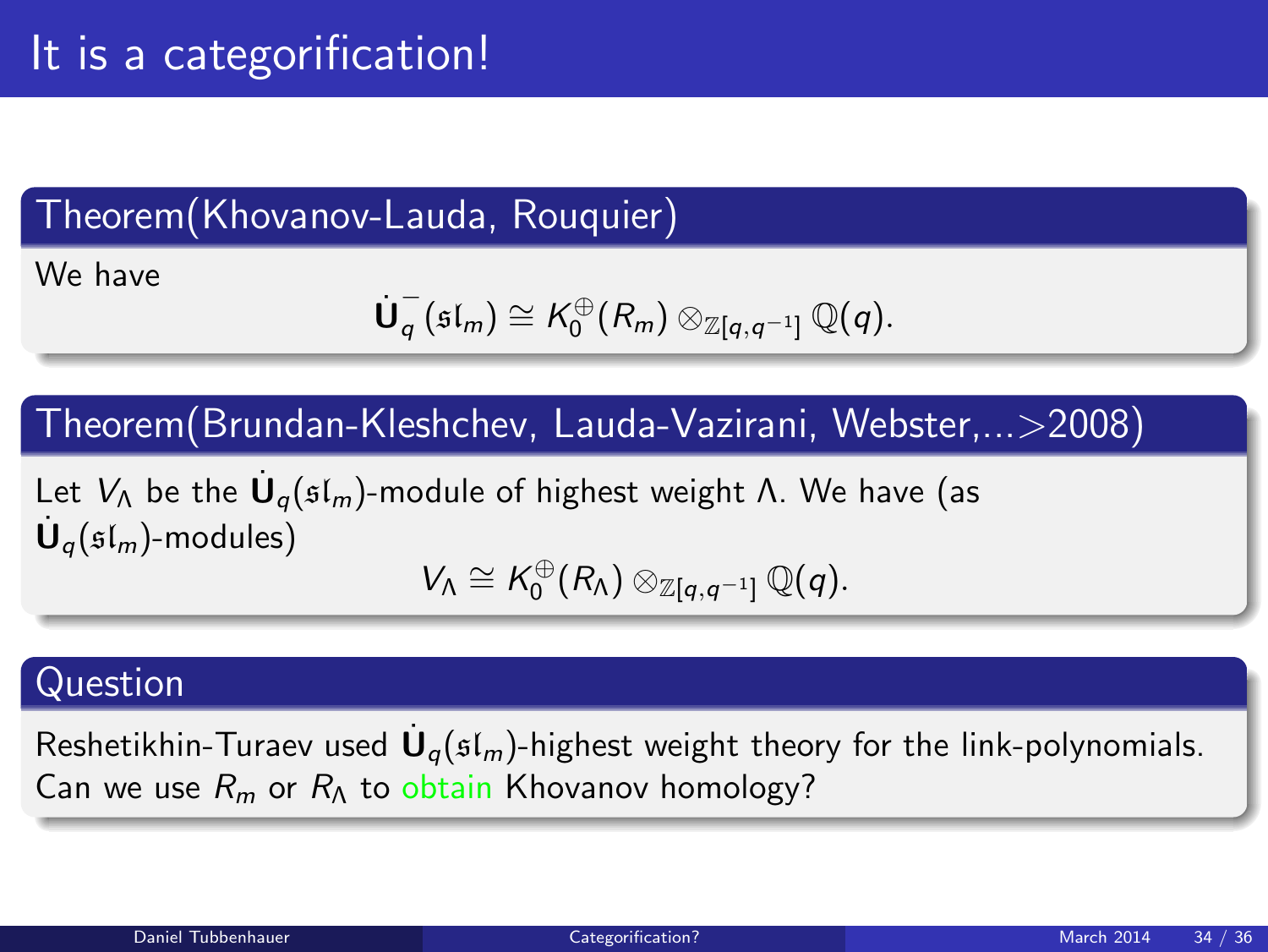# It is a categorification!

### Theorem(Khovanov-Lauda, Rouquier)

We have

$$\dot{\mathbf{U}}_q^-(\mathfrak{sl}_m) \cong K_0^{\oplus}(R_m) \otimes_{\mathbb{Z}[q,q^{-1}]} \mathbb{Q}(q).$$

### Theorem(Brundan-Kleshchev, Lauda-Vazirani, Webster,...>2008)

Let $V_\Lambda$ be the $\dot{\mathbf{U}}_q(\mathfrak{sl}_m)$-module of highest weight $\Lambda$. We have (as $\dot{\mathbf{U}}_q(\mathfrak{sl}_m)$-modules)

$$V_\Lambda \cong K_0^{\oplus}(R_\Lambda) \otimes_{\mathbb{Z}[q,q^{-1}]} \mathbb{Q}(q).$$

### Question

Reshetikhin-Turaev used $\dot{\mathbf{U}}_q(\mathfrak{sl}_m)$-highest weight theory for the link-polynomials. Can we use $R_m$ or $R_\Lambda$ to obtain Khovanov homology?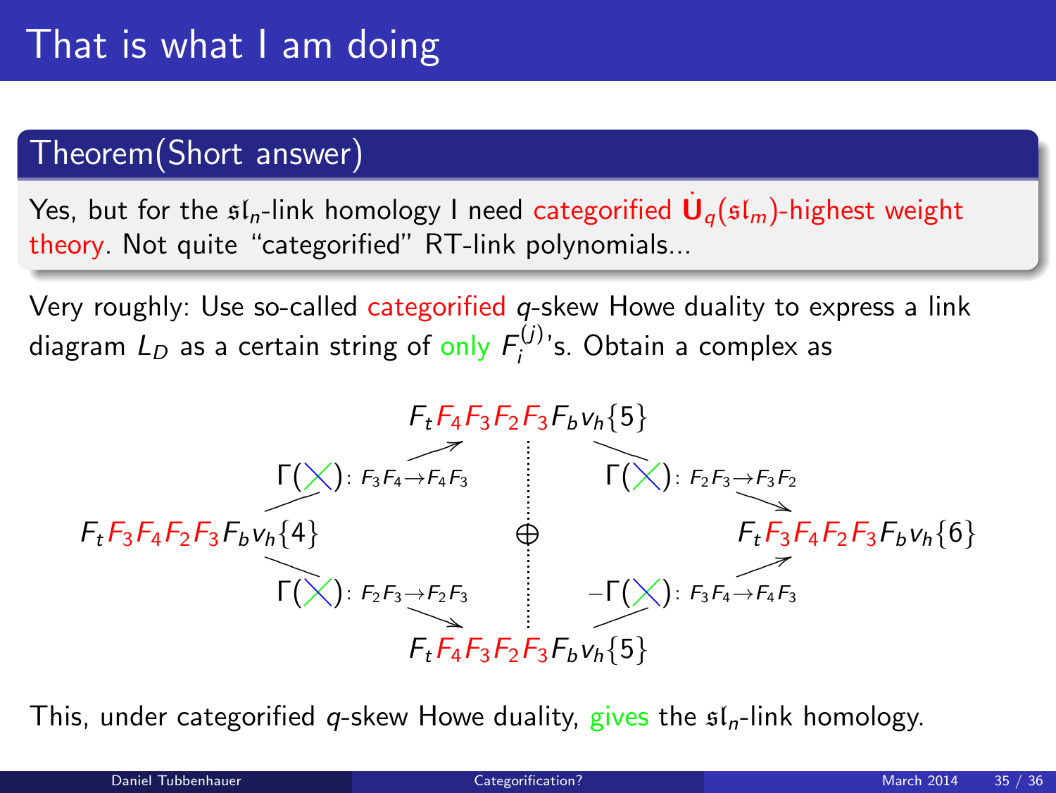# That is what I am doing

**Theorem(Short answer)**

Yes, but for the $\mathfrak{sl}_n$-link homology I need categorified $\dot{\mathbf{U}}_q(\mathfrak{sl}_m)$-highest weight theory. Not quite "categorified" RT-link polynomials...

Very roughly: Use so-called categorified $q$-skew Howe duality to express a link diagram $L_D$ as a certain string of only $F_i^{(j)}$'s. Obtain a complex as

$$F_tF_4F_3F_2F_3F_bv_h\{5\}$$

$$\Gamma(\times): F_3F_4 \to F_4F_3 \qquad \Gamma(\times): F_2F_3 \to F_3F_2$$

$$F_tF_3F_4F_2F_3F_bv_h\{4\} \qquad \oplus \qquad F_tF_3F_4F_2F_3F_bv_h\{6\}$$

$$\Gamma(\times): F_2F_3 \to F_2F_3 \qquad -\Gamma(\times): F_3F_4 \to F_4F_3$$

$$F_tF_4F_3F_2F_3F_bv_h\{5\}$$

This, under categorified $q$-skew Howe duality, gives the $\mathfrak{sl}_n$-link homology.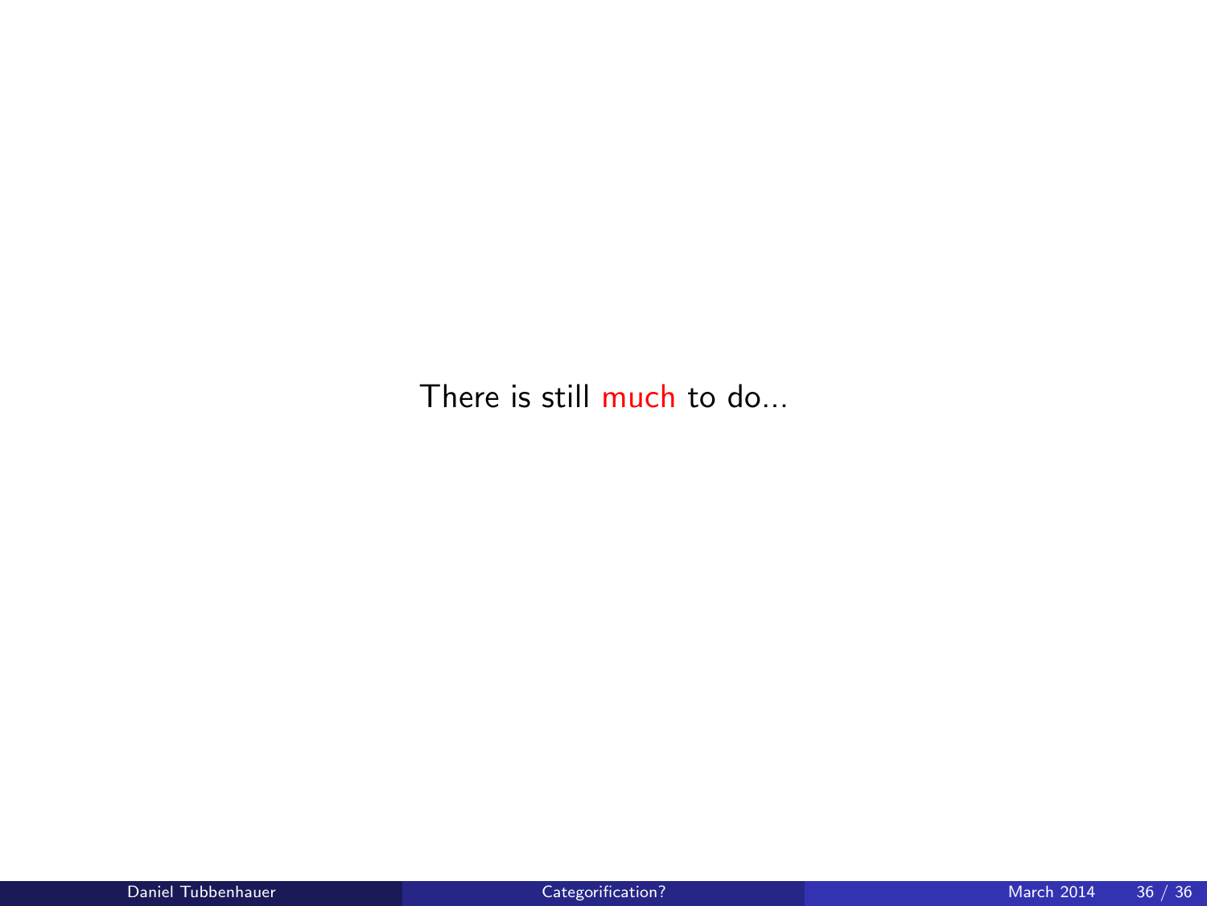There is still much to do...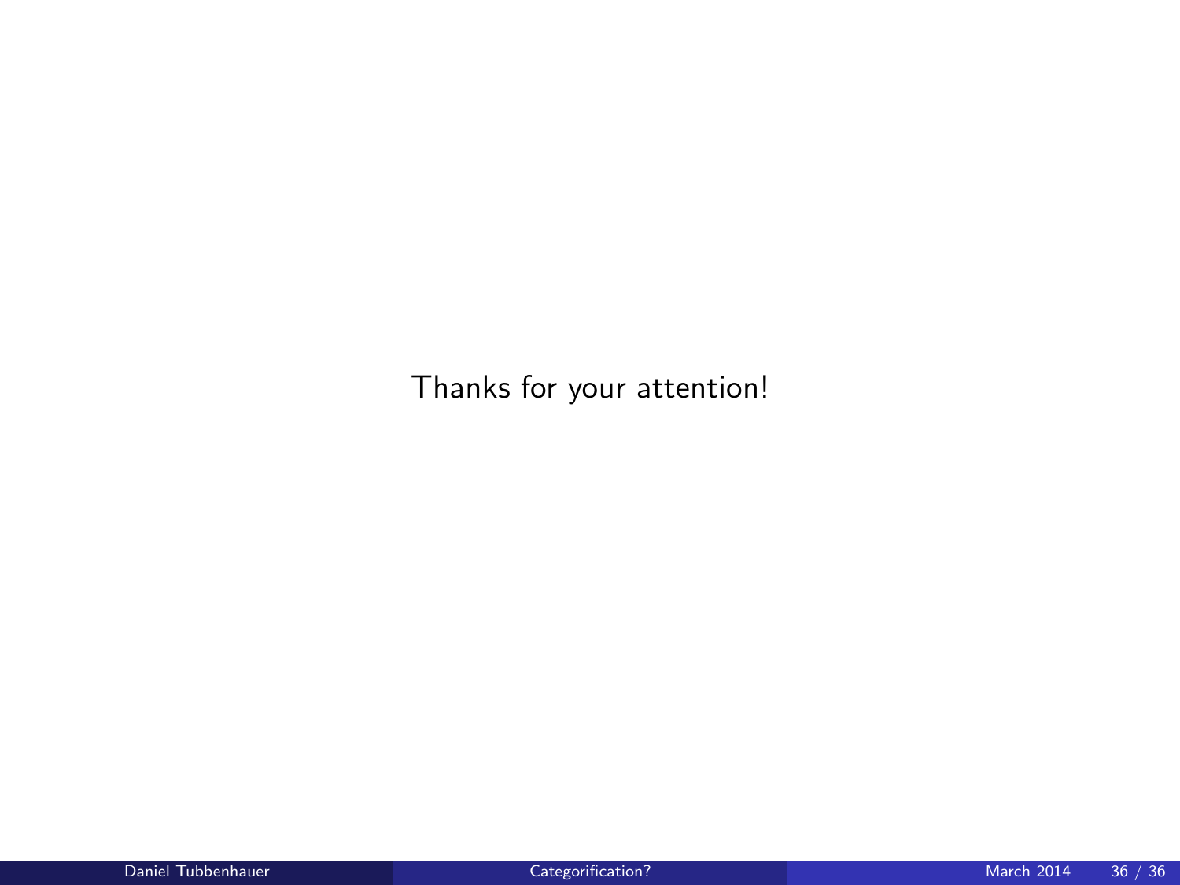Thanks for your attention!